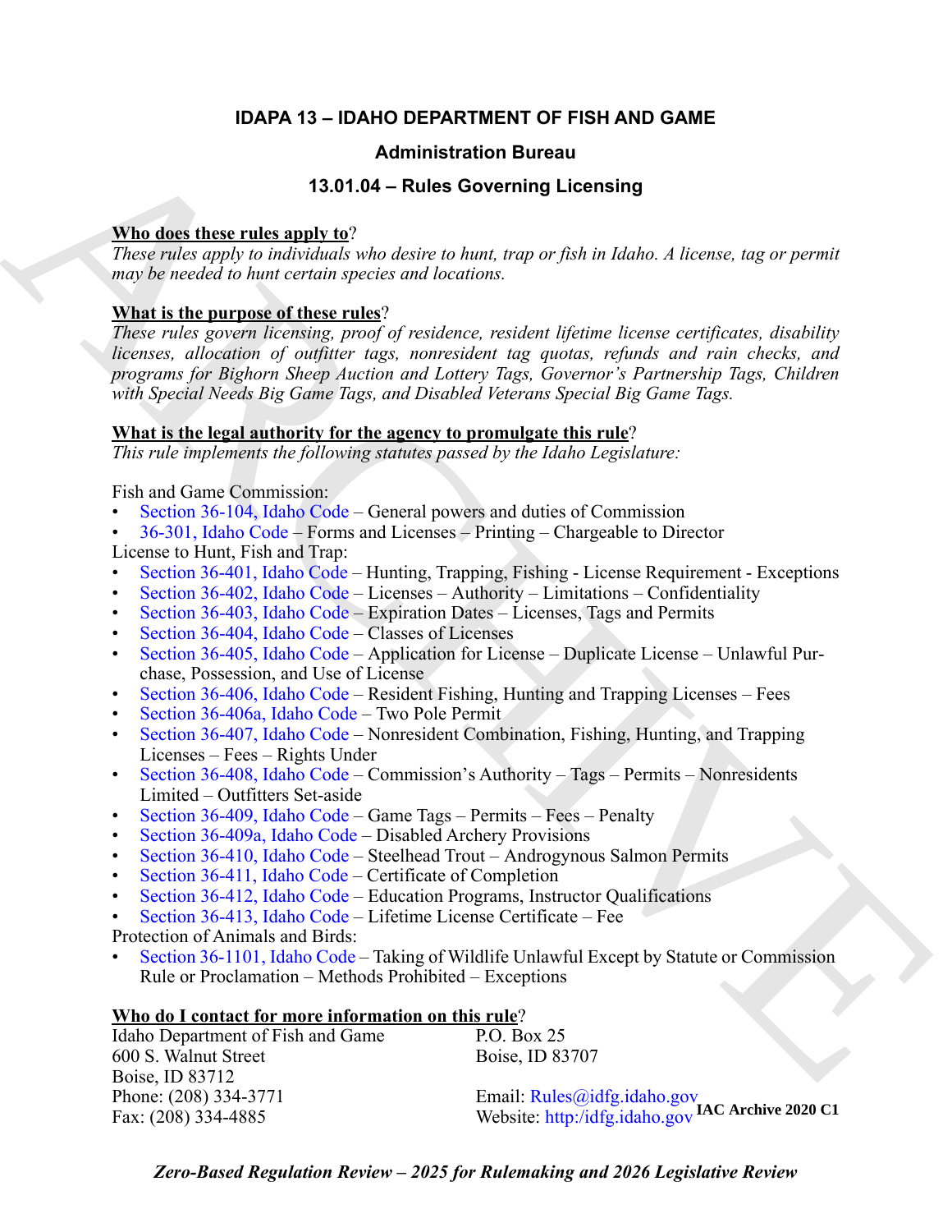# IDAPA 13 – IDAHO DEPARTMENT OF FISH AND GAME

## Administration Bureau

## 13.01.04 – Rules Governing Licensing

**Who does these rules apply to?**
*These rules apply to individuals who desire to hunt, trap or fish in Idaho. A license, tag or permit may be needed to hunt certain species and locations.*

**What is the purpose of these rules?**
*These rules govern licensing, proof of residence, resident lifetime license certificates, disability licenses, allocation of outfitter tags, nonresident tag quotas, refunds and rain checks, and programs for Bighorn Sheep Auction and Lottery Tags, Governor's Partnership Tags, Children with Special Needs Big Game Tags, and Disabled Veterans Special Big Game Tags.*

**What is the legal authority for the agency to promulgate this rule?**
*This rule implements the following statutes passed by the Idaho Legislature:*

Fish and Game Commission:
- Section 36-104, Idaho Code – General powers and duties of Commission
- 36-301, Idaho Code – Forms and Licenses – Printing – Chargeable to Director

License to Hunt, Fish and Trap:
- Section 36-401, Idaho Code – Hunting, Trapping, Fishing - License Requirement - Exceptions
- Section 36-402, Idaho Code – Licenses – Authority – Limitations – Confidentiality
- Section 36-403, Idaho Code – Expiration Dates – Licenses, Tags and Permits
- Section 36-404, Idaho Code – Classes of Licenses
- Section 36-405, Idaho Code – Application for License – Duplicate License – Unlawful Purchase, Possession, and Use of License
- Section 36-406, Idaho Code – Resident Fishing, Hunting and Trapping Licenses – Fees
- Section 36-406a, Idaho Code – Two Pole Permit
- Section 36-407, Idaho Code – Nonresident Combination, Fishing, Hunting, and Trapping Licenses – Fees – Rights Under
- Section 36-408, Idaho Code – Commission's Authority – Tags – Permits – Nonresidents Limited – Outfitters Set-aside
- Section 36-409, Idaho Code – Game Tags – Permits – Fees – Penalty
- Section 36-409a, Idaho Code – Disabled Archery Provisions
- Section 36-410, Idaho Code – Steelhead Trout – Androgynous Salmon Permits
- Section 36-411, Idaho Code – Certificate of Completion
- Section 36-412, Idaho Code – Education Programs, Instructor Qualifications
- Section 36-413, Idaho Code – Lifetime License Certificate – Fee

Protection of Animals and Birds:
- Section 36-1101, Idaho Code – Taking of Wildlife Unlawful Except by Statute or Commission Rule or Proclamation – Methods Prohibited – Exceptions

**Who do I contact for more information on this rule?**

Idaho Department of Fish and Game
600 S. Walnut Street
Boise, ID 83712
Phone: (208) 334-3771
Fax: (208) 334-4885

P.O. Box 25
Boise, ID 83707
Email: Rules@idfg.idaho.gov
Website: http:/idfg.idaho.gov

IAC Archive 2020 C1

***Zero-Based Regulation Review – 2025 for Rulemaking and 2026 Legislative Review***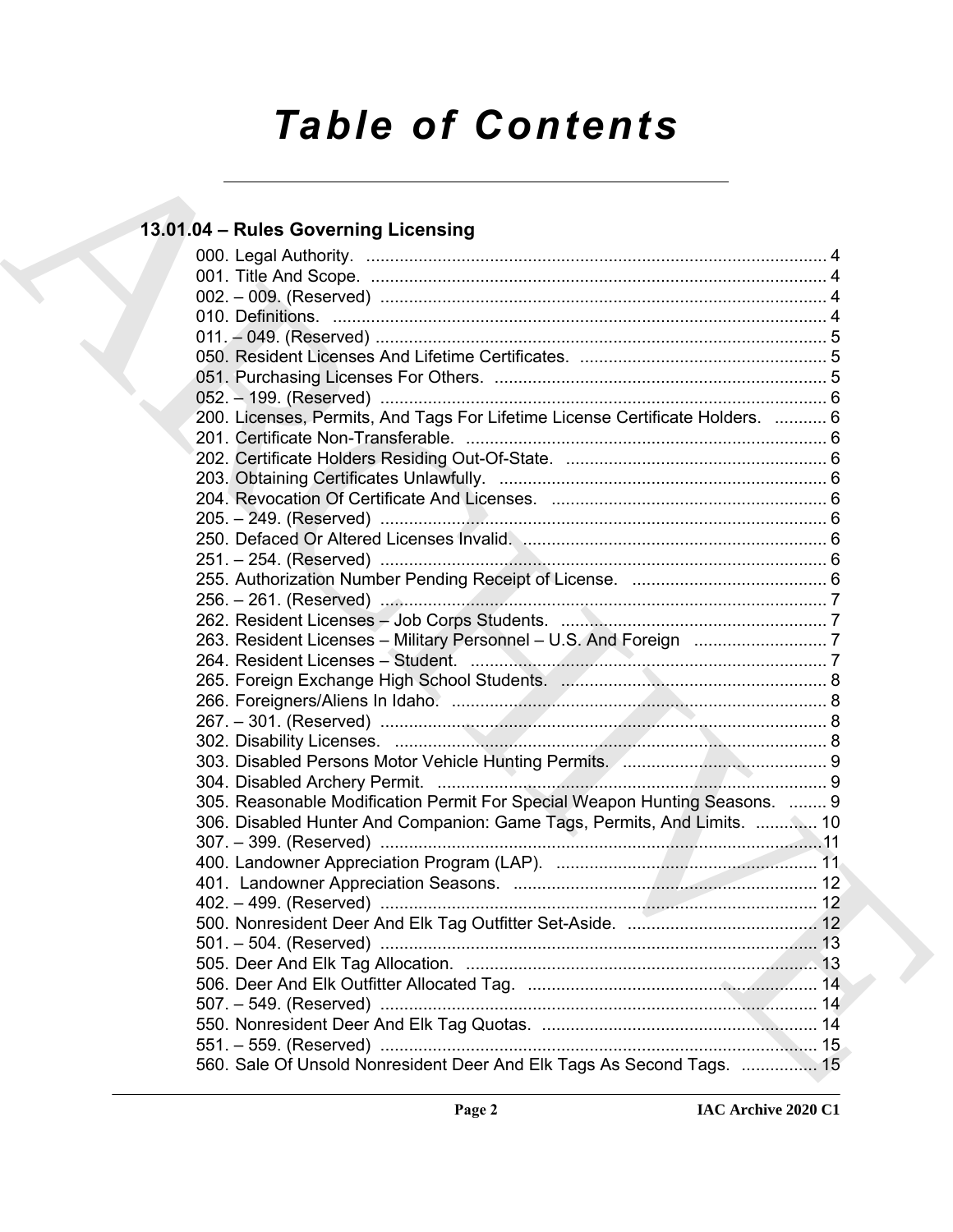# Table of Contents

## 13.01.04 – Rules Governing Licensing

000. Legal Authority. ........................................................................................ 4
001. Title And Scope. ........................................................................................ 4
002. – 009. (Reserved) ...................................................................................... 4
010. Definitions. ................................................................................................ 4
011. – 049. (Reserved) ...................................................................................... 5
050. Resident Licenses And Lifetime Certificates. ............................................ 5
051. Purchasing Licenses For Others. ............................................................... 5
052. – 199. (Reserved) ...................................................................................... 6
200. Licenses, Permits, And Tags For Lifetime License Certificate Holders. ........... 6
201. Certificate Non-Transferable. .................................................................... 6
202. Certificate Holders Residing Out-Of-State. ................................................ 6
203. Obtaining Certificates Unlawfully. .............................................................. 6
204. Revocation Of Certificate And Licenses. ................................................... 6
205. – 249. (Reserved) ...................................................................................... 6
250. Defaced Or Altered Licenses Invalid. ......................................................... 6
251. – 254. (Reserved) ...................................................................................... 6
255. Authorization Number Pending Receipt of License. .................................. 6
256. – 261. (Reserved) ...................................................................................... 7
262. Resident Licenses – Job Corps Students. ................................................. 7
263. Resident Licenses – Military Personnel – U.S. And Foreign ............................ 7
264. Resident Licenses – Student. .................................................................... 7
265. Foreign Exchange High School Students. ................................................. 8
266. Foreigners/Aliens In Idaho. ........................................................................ 8
267. – 301. (Reserved) ...................................................................................... 8
302. Disability Licenses. .................................................................................... 8
303. Disabled Persons Motor Vehicle Hunting Permits. .................................... 9
304. Disabled Archery Permit. ........................................................................... 9
305. Reasonable Modification Permit For Special Weapon Hunting Seasons. ........ 9
306. Disabled Hunter And Companion: Game Tags, Permits, And Limits. ............. 10
307. – 399. (Reserved) ...................................................................................... 11
400. Landowner Appreciation Program (LAP). ................................................. 11
401. Landowner Appreciation Seasons. ............................................................ 12
402. – 499. (Reserved) ...................................................................................... 12
500. Nonresident Deer And Elk Tag Outfitter Set-Aside. ................................... 12
501. – 504. (Reserved) ...................................................................................... 13
505. Deer And Elk Tag Allocation. ..................................................................... 13
506. Deer And Elk Outfitter Allocated Tag. ........................................................ 14
507. – 549. (Reserved) ...................................................................................... 14
550. Nonresident Deer And Elk Tag Quotas. ..................................................... 14
551. – 559. (Reserved) ...................................................................................... 15
560. Sale Of Unsold Nonresident Deer And Elk Tags As Second Tags. ................ 15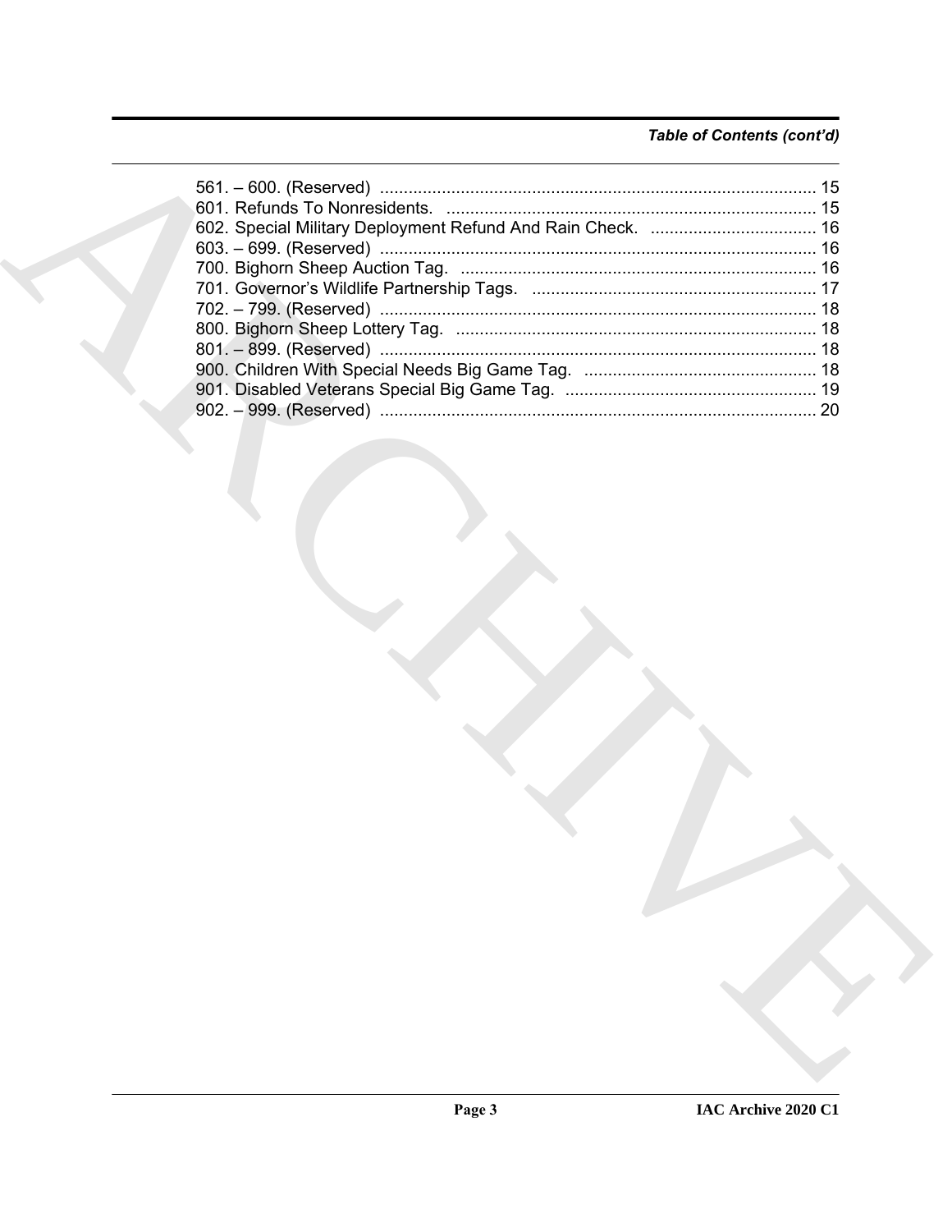*Table of Contents (cont'd)*

561. – 600. (Reserved) ........................................................................................... 15
601. Refunds To Nonresidents. ............................................................................. 15
602. Special Military Deployment Refund And Rain Check. ................................... 16
603. – 699. (Reserved) ........................................................................................... 16
700. Bighorn Sheep Auction Tag. .......................................................................... 16
701. Governor's Wildlife Partnership Tags. ............................................................ 17
702. – 799. (Reserved) ........................................................................................... 18
800. Bighorn Sheep Lottery Tag. ............................................................................ 18
801. – 899. (Reserved) ........................................................................................... 18
900. Children With Special Needs Big Game Tag. ................................................. 18
901. Disabled Veterans Special Big Game Tag. ..................................................... 19
902. – 999. (Reserved) ........................................................................................... 20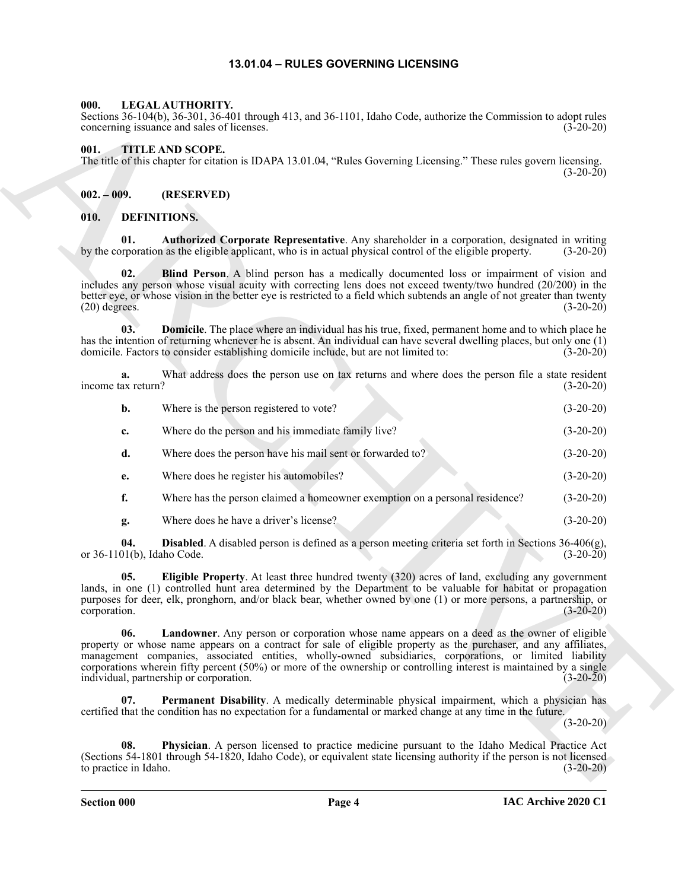# 13.01.04 – RULES GOVERNING LICENSING

## 000. LEGAL AUTHORITY.

Sections 36-104(b), 36-301, 36-401 through 413, and 36-1101, Idaho Code, authorize the Commission to adopt rules concerning issuance and sales of licenses. (3-20-20)

## 001. TITLE AND SCOPE.

The title of this chapter for citation is IDAPA 13.01.04, "Rules Governing Licensing." These rules govern licensing. (3-20-20)

## 002. – 009. (RESERVED)

## 010. DEFINITIONS.

**01. Authorized Corporate Representative**. Any shareholder in a corporation, designated in writing by the corporation as the eligible applicant, who is in actual physical control of the eligible property. (3-20-20)

**02. Blind Person**. A blind person has a medically documented loss or impairment of vision and includes any person whose visual acuity with correcting lens does not exceed twenty/two hundred (20/200) in the better eye, or whose vision in the better eye is restricted to a field which subtends an angle of not greater than twenty (20) degrees. (3-20-20)

**03. Domicile**. The place where an individual has his true, fixed, permanent home and to which place he has the intention of returning whenever he is absent. An individual can have several dwelling places, but only one (1) domicile. Factors to consider establishing domicile include, but are not limited to: (3-20-20)

**a.** What address does the person use on tax returns and where does the person file a state resident income tax return? (3-20-20)

**b.** Where is the person registered to vote? (3-20-20)

**c.** Where do the person and his immediate family live? (3-20-20)

**d.** Where does the person have his mail sent or forwarded to? (3-20-20)

**e.** Where does he register his automobiles? (3-20-20)

**f.** Where has the person claimed a homeowner exemption on a personal residence? (3-20-20)

**g.** Where does he have a driver's license? (3-20-20)

**04. Disabled**. A disabled person is defined as a person meeting criteria set forth in Sections 36-406(g), or 36-1101(b), Idaho Code. (3-20-20)

**05. Eligible Property**. At least three hundred twenty (320) acres of land, excluding any government lands, in one (1) controlled hunt area determined by the Department to be valuable for habitat or propagation purposes for deer, elk, pronghorn, and/or black bear, whether owned by one (1) or more persons, a partnership, or corporation. (3-20-20)

**06. Landowner**. Any person or corporation whose name appears on a deed as the owner of eligible property or whose name appears on a contract for sale of eligible property as the purchaser, and any affiliates, management companies, associated entities, wholly-owned subsidiaries, corporations, or limited liability corporations wherein fifty percent (50%) or more of the ownership or controlling interest is maintained by a single individual, partnership or corporation. (3-20-20)

**07. Permanent Disability**. A medically determinable physical impairment, which a physician has certified that the condition has no expectation for a fundamental or marked change at any time in the future. (3-20-20)

**08. Physician**. A person licensed to practice medicine pursuant to the Idaho Medical Practice Act (Sections 54-1801 through 54-1820, Idaho Code), or equivalent state licensing authority if the person is not licensed to practice in Idaho. (3-20-20)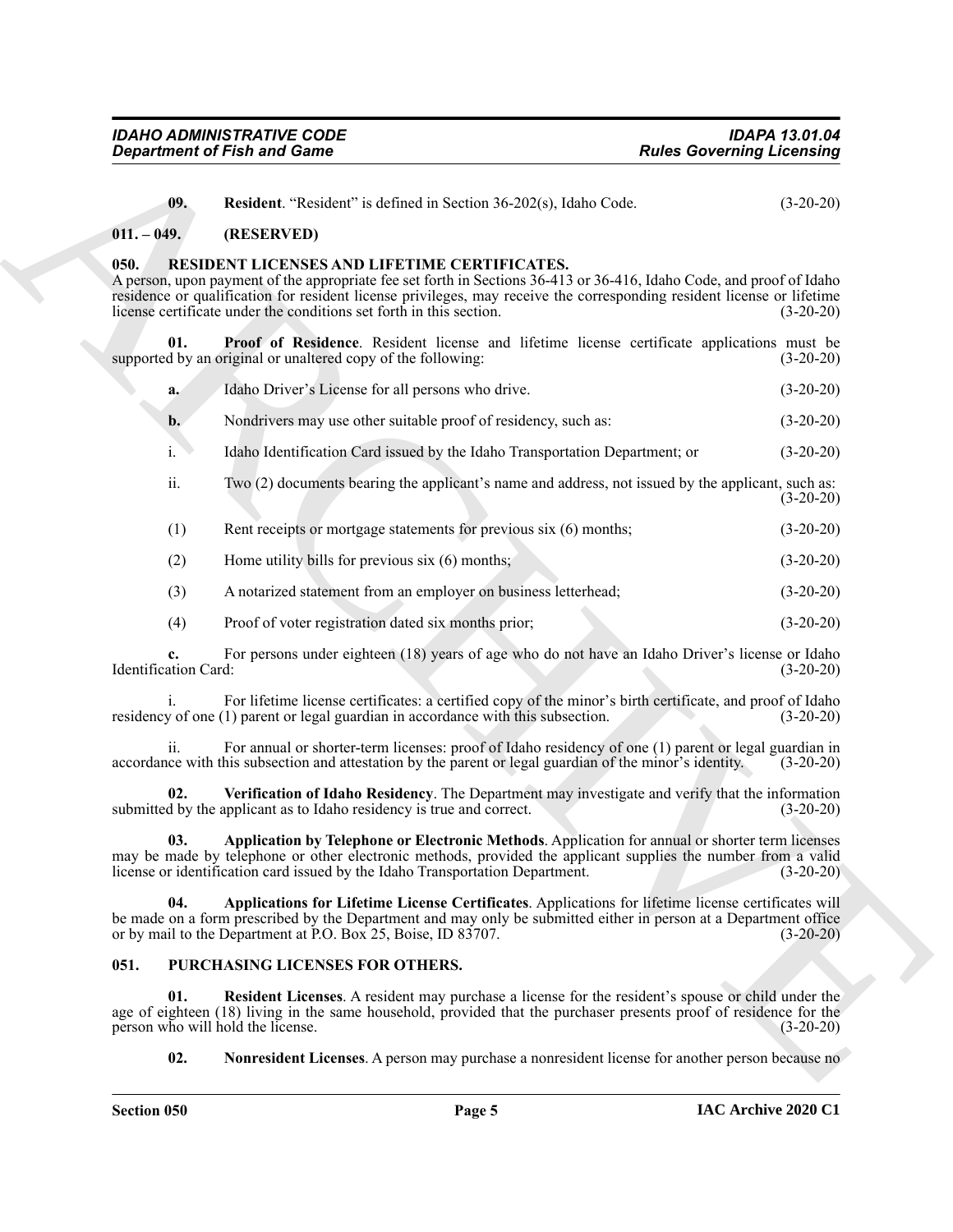**09. Resident**. "Resident" is defined in Section 36-202(s), Idaho Code. (3-20-20)

## 011. – 049. (RESERVED)

## 050. RESIDENT LICENSES AND LIFETIME CERTIFICATES.

A person, upon payment of the appropriate fee set forth in Sections 36-413 or 36-416, Idaho Code, and proof of Idaho residence or qualification for resident license privileges, may receive the corresponding resident license or lifetime license certificate under the conditions set forth in this section. (3-20-20)

**01. Proof of Residence**. Resident license and lifetime license certificate applications must be supported by an original or unaltered copy of the following: (3-20-20)

**a.** Idaho Driver's License for all persons who drive. (3-20-20)

**b.** Nondrivers may use other suitable proof of residency, such as: (3-20-20)

i. Idaho Identification Card issued by the Idaho Transportation Department; or (3-20-20)

ii. Two (2) documents bearing the applicant's name and address, not issued by the applicant, such as: (3-20-20)

(1) Rent receipts or mortgage statements for previous six (6) months; (3-20-20)

(2) Home utility bills for previous six (6) months; (3-20-20)

(3) A notarized statement from an employer on business letterhead; (3-20-20)

(4) Proof of voter registration dated six months prior; (3-20-20)

**c.** For persons under eighteen (18) years of age who do not have an Idaho Driver's license or Idaho Identification Card: (3-20-20)

i. For lifetime license certificates: a certified copy of the minor's birth certificate, and proof of Idaho residency of one (1) parent or legal guardian in accordance with this subsection. (3-20-20)

ii. For annual or shorter-term licenses: proof of Idaho residency of one (1) parent or legal guardian in accordance with this subsection and attestation by the parent or legal guardian of the minor's identity. (3-20-20)

**02. Verification of Idaho Residency**. The Department may investigate and verify that the information submitted by the applicant as to Idaho residency is true and correct. (3-20-20)

**03. Application by Telephone or Electronic Methods**. Application for annual or shorter term licenses may be made by telephone or other electronic methods, provided the applicant supplies the number from a valid license or identification card issued by the Idaho Transportation Department. (3-20-20)

**04. Applications for Lifetime License Certificates**. Applications for lifetime license certificates will be made on a form prescribed by the Department and may only be submitted either in person at a Department office or by mail to the Department at P.O. Box 25, Boise, ID 83707. (3-20-20)

## 051. PURCHASING LICENSES FOR OTHERS.

**01. Resident Licenses**. A resident may purchase a license for the resident's spouse or child under the age of eighteen (18) living in the same household, provided that the purchaser presents proof of residence for the person who will hold the license. (3-20-20)

**02. Nonresident Licenses**. A person may purchase a nonresident license for another person because no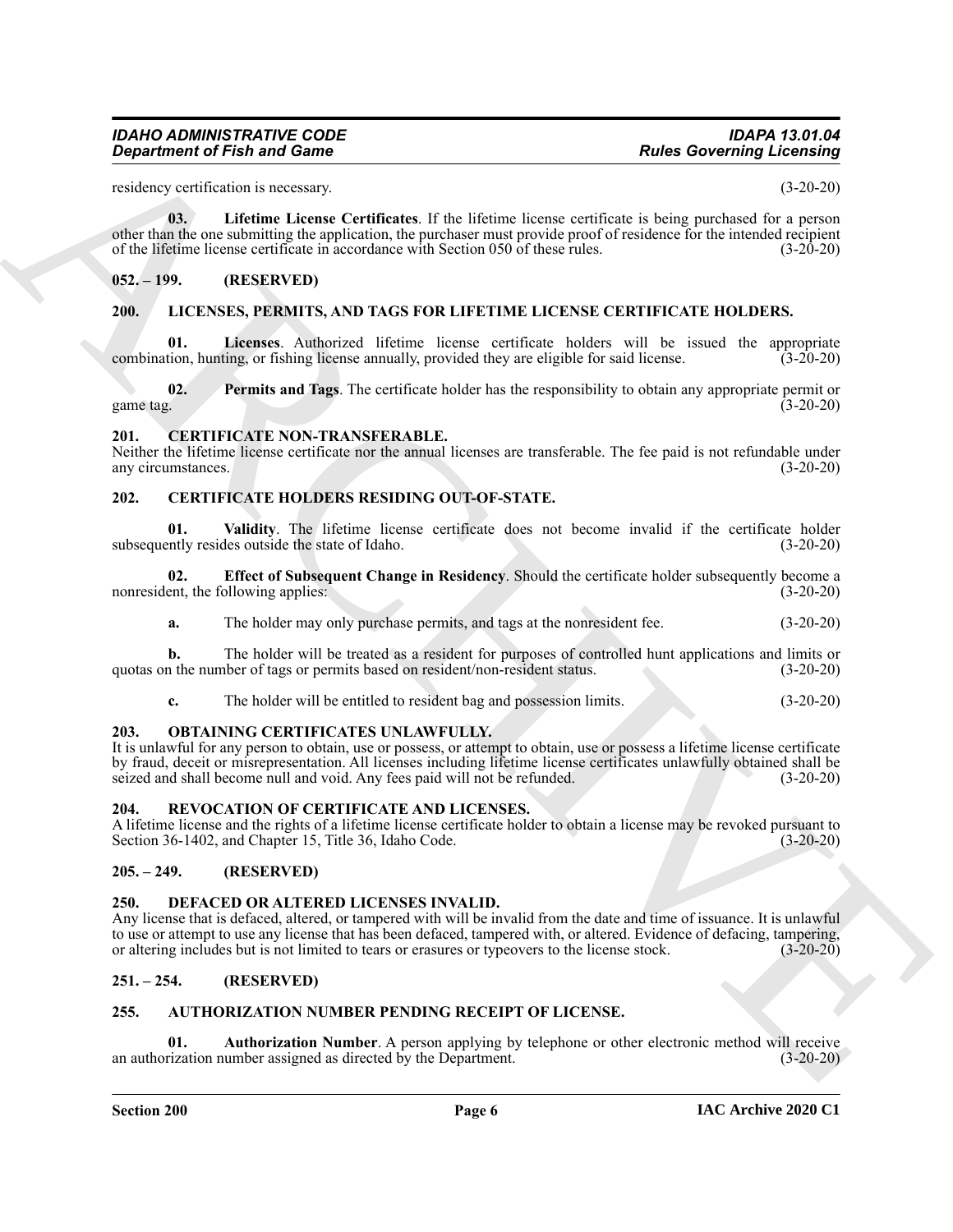residency certification is necessary. (3-20-20)

**03. Lifetime License Certificates**. If the lifetime license certificate is being purchased for a person other than the one submitting the application, the purchaser must provide proof of residence for the intended recipient of the lifetime license certificate in accordance with Section 050 of these rules. (3-20-20)

## 052. – 199. (RESERVED)

## 200. LICENSES, PERMITS, AND TAGS FOR LIFETIME LICENSE CERTIFICATE HOLDERS.

**01. Licenses**. Authorized lifetime license certificate holders will be issued the appropriate combination, hunting, or fishing license annually, provided they are eligible for said license. (3-20-20)

**02. Permits and Tags**. The certificate holder has the responsibility to obtain any appropriate permit or game tag. (3-20-20)

## 201. CERTIFICATE NON-TRANSFERABLE.

Neither the lifetime license certificate nor the annual licenses are transferable. The fee paid is not refundable under any circumstances. (3-20-20)

## 202. CERTIFICATE HOLDERS RESIDING OUT-OF-STATE.

**01. Validity**. The lifetime license certificate does not become invalid if the certificate holder subsequently resides outside the state of Idaho. (3-20-20)

**02. Effect of Subsequent Change in Residency**. Should the certificate holder subsequently become a nonresident, the following applies: (3-20-20)

**a.** The holder may only purchase permits, and tags at the nonresident fee. (3-20-20)

**b.** The holder will be treated as a resident for purposes of controlled hunt applications and limits or quotas on the number of tags or permits based on resident/non-resident status. (3-20-20)

**c.** The holder will be entitled to resident bag and possession limits. (3-20-20)

## 203. OBTAINING CERTIFICATES UNLAWFULLY.

It is unlawful for any person to obtain, use or possess, or attempt to obtain, use or possess a lifetime license certificate by fraud, deceit or misrepresentation. All licenses including lifetime license certificates unlawfully obtained shall be seized and shall become null and void. Any fees paid will not be refunded. (3-20-20)

## 204. REVOCATION OF CERTIFICATE AND LICENSES.

A lifetime license and the rights of a lifetime license certificate holder to obtain a license may be revoked pursuant to Section 36-1402, and Chapter 15, Title 36, Idaho Code. (3-20-20)

## 205. – 249. (RESERVED)

## 250. DEFACED OR ALTERED LICENSES INVALID.

Any license that is defaced, altered, or tampered with will be invalid from the date and time of issuance. It is unlawful to use or attempt to use any license that has been defaced, tampered with, or altered. Evidence of defacing, tampering, or altering includes but is not limited to tears or erasures or typeovers to the license stock. (3-20-20)

## 251. – 254. (RESERVED)

## 255. AUTHORIZATION NUMBER PENDING RECEIPT OF LICENSE.

**01. Authorization Number**. A person applying by telephone or other electronic method will receive an authorization number assigned as directed by the Department. (3-20-20)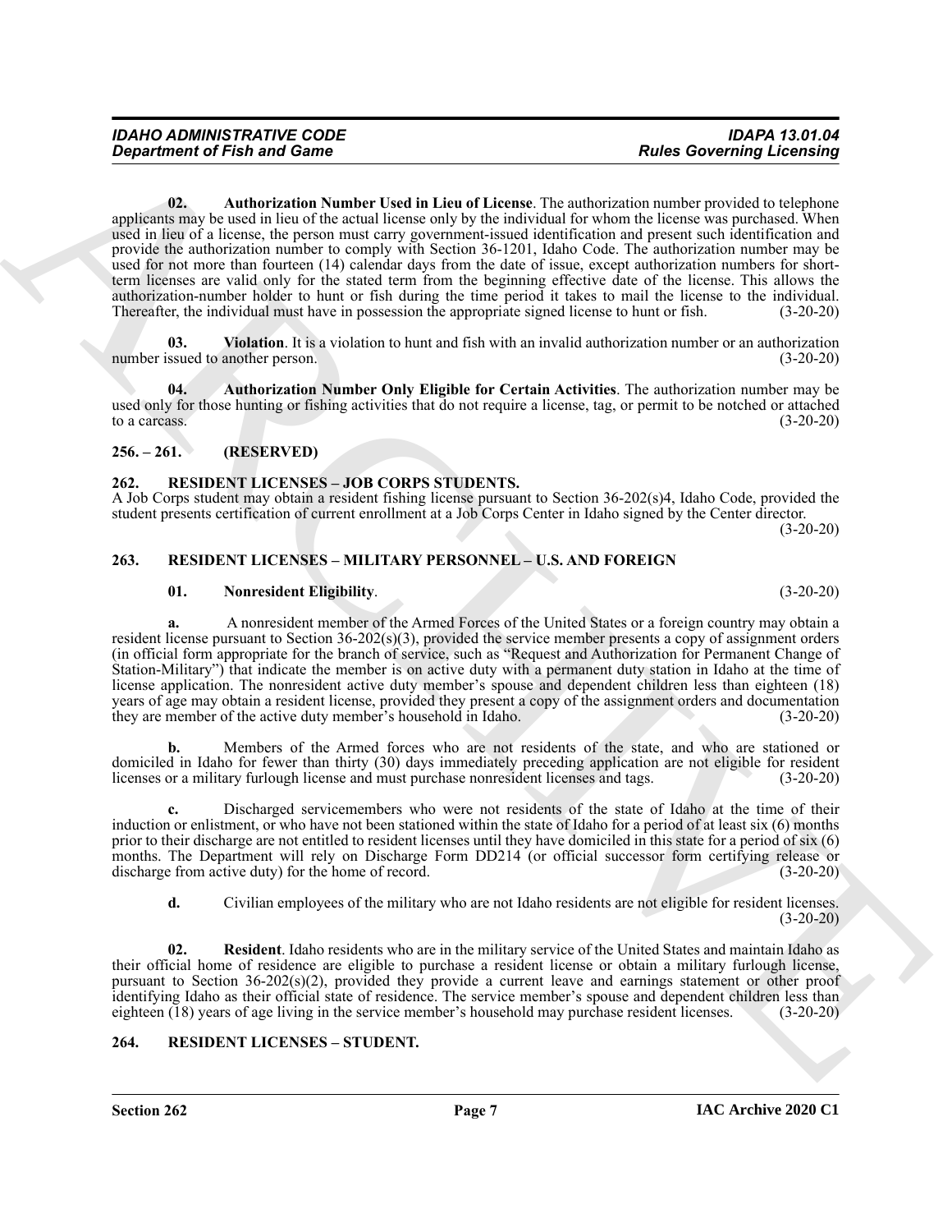**02. Authorization Number Used in Lieu of License**. The authorization number provided to telephone applicants may be used in lieu of the actual license only by the individual for whom the license was purchased. When used in lieu of a license, the person must carry government-issued identification and present such identification and provide the authorization number to comply with Section 36-1201, Idaho Code. The authorization number may be used for not more than fourteen (14) calendar days from the date of issue, except authorization numbers for short-term licenses are valid only for the stated term from the beginning effective date of the license. This allows the authorization-number holder to hunt or fish during the time period it takes to mail the license to the individual. Thereafter, the individual must have in possession the appropriate signed license to hunt or fish. (3-20-20)

**03. Violation**. It is a violation to hunt and fish with an invalid authorization number or an authorization number issued to another person. (3-20-20)

**04. Authorization Number Only Eligible for Certain Activities**. The authorization number may be used only for those hunting or fishing activities that do not require a license, tag, or permit to be notched or attached to a carcass. (3-20-20)

## 256. – 261. (RESERVED)

## 262. RESIDENT LICENSES – JOB CORPS STUDENTS.

A Job Corps student may obtain a resident fishing license pursuant to Section 36-202(s)4, Idaho Code, provided the student presents certification of current enrollment at a Job Corps Center in Idaho signed by the Center director. (3-20-20)

## 263. RESIDENT LICENSES – MILITARY PERSONNEL – U.S. AND FOREIGN

**01. Nonresident Eligibility**. (3-20-20)

**a.** A nonresident member of the Armed Forces of the United States or a foreign country may obtain a resident license pursuant to Section 36-202(s)(3), provided the service member presents a copy of assignment orders (in official form appropriate for the branch of service, such as "Request and Authorization for Permanent Change of Station-Military") that indicate the member is on active duty with a permanent duty station in Idaho at the time of license application. The nonresident active duty member's spouse and dependent children less than eighteen (18) years of age may obtain a resident license, provided they present a copy of the assignment orders and documentation they are member of the active duty member's household in Idaho. (3-20-20)

**b.** Members of the Armed forces who are not residents of the state, and who are stationed or domiciled in Idaho for fewer than thirty (30) days immediately preceding application are not eligible for resident licenses or a military furlough license and must purchase nonresident licenses and tags. (3-20-20)

**c.** Discharged servicemembers who were not residents of the state of Idaho at the time of their induction or enlistment, or who have not been stationed within the state of Idaho for a period of at least six (6) months prior to their discharge are not entitled to resident licenses until they have domiciled in this state for a period of six (6) months. The Department will rely on Discharge Form DD214 (or official successor form certifying release or discharge from active duty) for the home of record. (3-20-20)

**d.** Civilian employees of the military who are not Idaho residents are not eligible for resident licenses. (3-20-20)

**02. Resident**. Idaho residents who are in the military service of the United States and maintain Idaho as their official home of residence are eligible to purchase a resident license or obtain a military furlough license, pursuant to Section 36-202(s)(2), provided they provide a current leave and earnings statement or other proof identifying Idaho as their official state of residence. The service member's spouse and dependent children less than eighteen (18) years of age living in the service member's household may purchase resident licenses. (3-20-20)

## 264. RESIDENT LICENSES – STUDENT.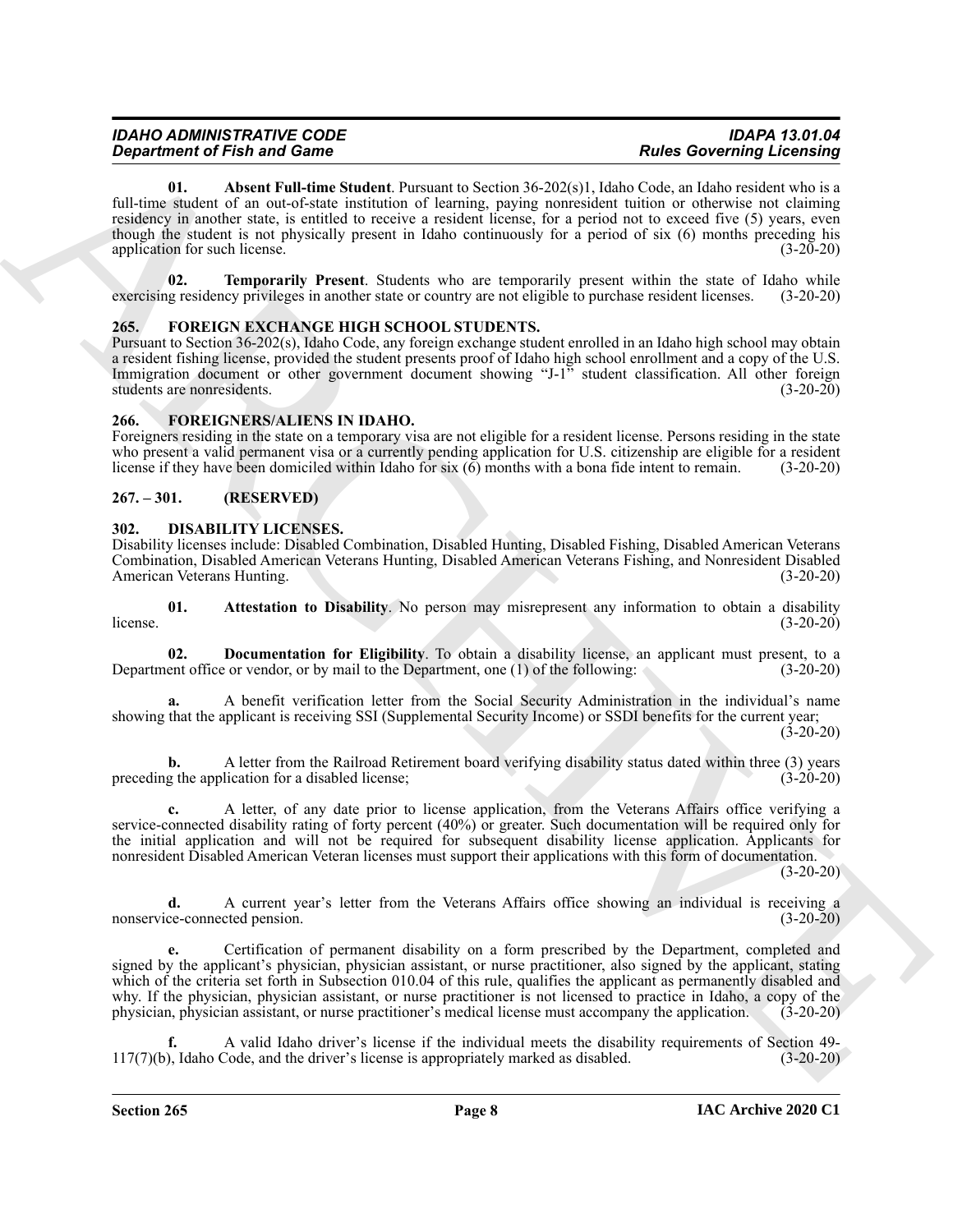**01. Absent Full-time Student**. Pursuant to Section 36-202(s)1, Idaho Code, an Idaho resident who is a full-time student of an out-of-state institution of learning, paying nonresident tuition or otherwise not claiming residency in another state, is entitled to receive a resident license, for a period not to exceed five (5) years, even though the student is not physically present in Idaho continuously for a period of six (6) months preceding his application for such license. (3-20-20)

**02. Temporarily Present**. Students who are temporarily present within the state of Idaho while exercising residency privileges in another state or country are not eligible to purchase resident licenses. (3-20-20)

## 265. FOREIGN EXCHANGE HIGH SCHOOL STUDENTS.

Pursuant to Section 36-202(s), Idaho Code, any foreign exchange student enrolled in an Idaho high school may obtain a resident fishing license, provided the student presents proof of Idaho high school enrollment and a copy of the U.S. Immigration document or other government document showing "J-1" student classification. All other foreign students are nonresidents. (3-20-20)

## 266. FOREIGNERS/ALIENS IN IDAHO.

Foreigners residing in the state on a temporary visa are not eligible for a resident license. Persons residing in the state who present a valid permanent visa or a currently pending application for U.S. citizenship are eligible for a resident license if they have been domiciled within Idaho for six (6) months with a bona fide intent to remain. (3-20-20)

## 267. – 301. (RESERVED)

## 302. DISABILITY LICENSES.

Disability licenses include: Disabled Combination, Disabled Hunting, Disabled Fishing, Disabled American Veterans Combination, Disabled American Veterans Hunting, Disabled American Veterans Fishing, and Nonresident Disabled American Veterans Hunting. (3-20-20)

**01. Attestation to Disability**. No person may misrepresent any information to obtain a disability license. (3-20-20)

**02. Documentation for Eligibility**. To obtain a disability license, an applicant must present, to a Department office or vendor, or by mail to the Department, one (1) of the following: (3-20-20)

**a.** A benefit verification letter from the Social Security Administration in the individual's name showing that the applicant is receiving SSI (Supplemental Security Income) or SSDI benefits for the current year; (3-20-20)

**b.** A letter from the Railroad Retirement board verifying disability status dated within three (3) years preceding the application for a disabled license; (3-20-20)

**c.** A letter, of any date prior to license application, from the Veterans Affairs office verifying a service-connected disability rating of forty percent (40%) or greater. Such documentation will be required only for the initial application and will not be required for subsequent disability license application. Applicants for nonresident Disabled American Veteran licenses must support their applications with this form of documentation. (3-20-20)

**d.** A current year's letter from the Veterans Affairs office showing an individual is receiving a nonservice-connected pension. (3-20-20)

**e.** Certification of permanent disability on a form prescribed by the Department, completed and signed by the applicant's physician, physician assistant, or nurse practitioner, also signed by the applicant, stating which of the criteria set forth in Subsection 010.04 of this rule, qualifies the applicant as permanently disabled and why. If the physician, physician assistant, or nurse practitioner is not licensed to practice in Idaho, a copy of the physician, physician assistant, or nurse practitioner's medical license must accompany the application. (3-20-20)

**f.** A valid Idaho driver's license if the individual meets the disability requirements of Section 49-117(7)(b), Idaho Code, and the driver's license is appropriately marked as disabled. (3-20-20)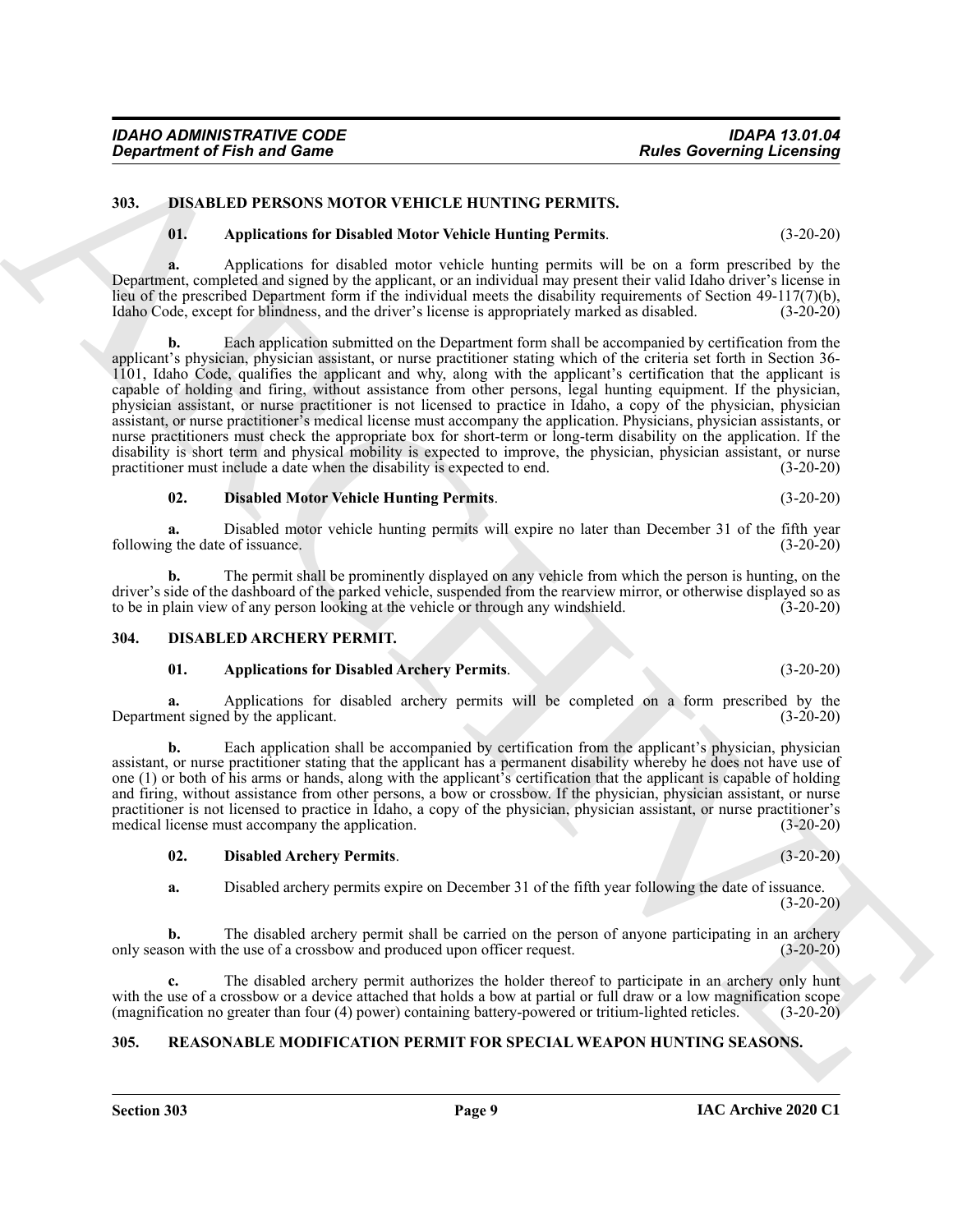## 303. DISABLED PERSONS MOTOR VEHICLE HUNTING PERMITS.

**01. Applications for Disabled Motor Vehicle Hunting Permits**. (3-20-20)

**a.** Applications for disabled motor vehicle hunting permits will be on a form prescribed by the Department, completed and signed by the applicant, or an individual may present their valid Idaho driver's license in lieu of the prescribed Department form if the individual meets the disability requirements of Section 49-117(7)(b), Idaho Code, except for blindness, and the driver's license is appropriately marked as disabled. (3-20-20)

**b.** Each application submitted on the Department form shall be accompanied by certification from the applicant's physician, physician assistant, or nurse practitioner stating which of the criteria set forth in Section 36-1101, Idaho Code, qualifies the applicant and why, along with the applicant's certification that the applicant is capable of holding and firing, without assistance from other persons, legal hunting equipment. If the physician, physician assistant, or nurse practitioner is not licensed to practice in Idaho, a copy of the physician, physician assistant, or nurse practitioner's medical license must accompany the application. Physicians, physician assistants, or nurse practitioners must check the appropriate box for short-term or long-term disability on the application. If the disability is short term and physical mobility is expected to improve, the physician, physician assistant, or nurse practitioner must include a date when the disability is expected to end. (3-20-20)

**02. Disabled Motor Vehicle Hunting Permits**. (3-20-20)

**a.** Disabled motor vehicle hunting permits will expire no later than December 31 of the fifth year following the date of issuance. (3-20-20)

**b.** The permit shall be prominently displayed on any vehicle from which the person is hunting, on the driver's side of the dashboard of the parked vehicle, suspended from the rearview mirror, or otherwise displayed so as to be in plain view of any person looking at the vehicle or through any windshield. (3-20-20)

## 304. DISABLED ARCHERY PERMIT.

**01. Applications for Disabled Archery Permits**. (3-20-20)

**a.** Applications for disabled archery permits will be completed on a form prescribed by the Department signed by the applicant. (3-20-20)

**b.** Each application shall be accompanied by certification from the applicant's physician, physician assistant, or nurse practitioner stating that the applicant has a permanent disability whereby he does not have use of one (1) or both of his arms or hands, along with the applicant's certification that the applicant is capable of holding and firing, without assistance from other persons, a bow or crossbow. If the physician, physician assistant, or nurse practitioner is not licensed to practice in Idaho, a copy of the physician, physician assistant, or nurse practitioner's medical license must accompany the application. (3-20-20)

**02. Disabled Archery Permits**. (3-20-20)

**a.** Disabled archery permits expire on December 31 of the fifth year following the date of issuance. (3-20-20)

**b.** The disabled archery permit shall be carried on the person of anyone participating in an archery only season with the use of a crossbow and produced upon officer request. (3-20-20)

**c.** The disabled archery permit authorizes the holder thereof to participate in an archery only hunt with the use of a crossbow or a device attached that holds a bow at partial or full draw or a low magnification scope (magnification no greater than four (4) power) containing battery-powered or tritium-lighted reticles. (3-20-20)

## 305. REASONABLE MODIFICATION PERMIT FOR SPECIAL WEAPON HUNTING SEASONS.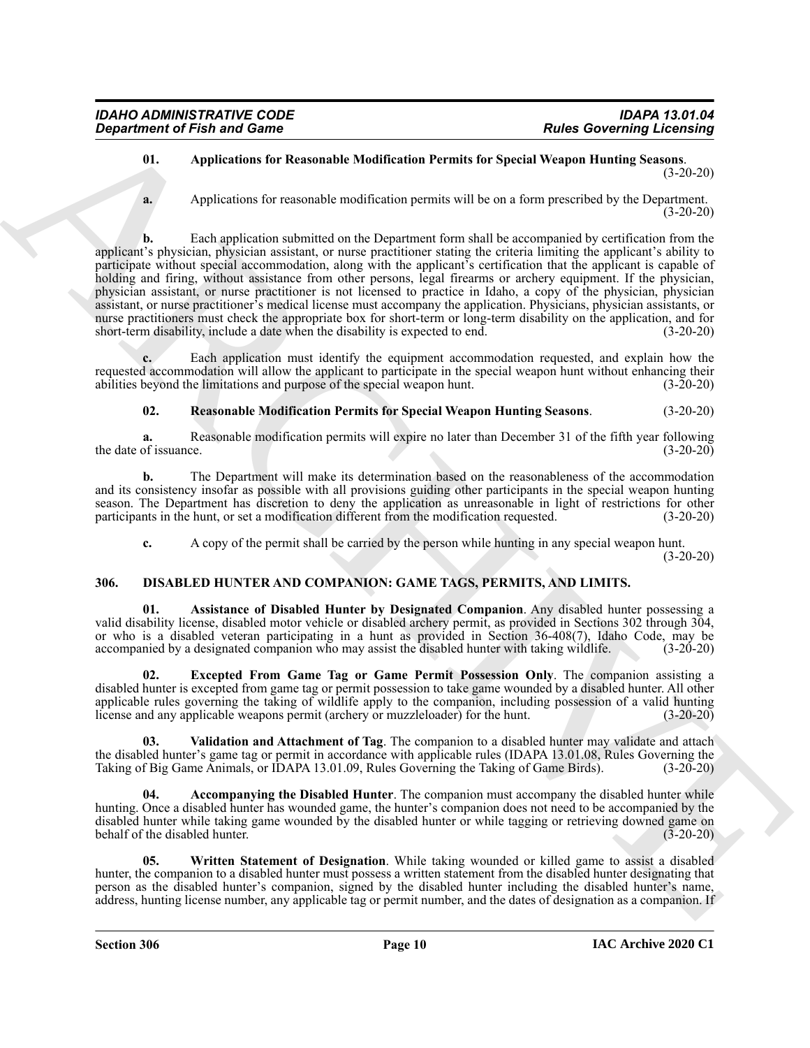**01. Applications for Reasonable Modification Permits for Special Weapon Hunting Seasons**. (3-20-20)

**a.** Applications for reasonable modification permits will be on a form prescribed by the Department. (3-20-20)

**b.** Each application submitted on the Department form shall be accompanied by certification from the applicant's physician, physician assistant, or nurse practitioner stating the criteria limiting the applicant's ability to participate without special accommodation, along with the applicant's certification that the applicant is capable of holding and firing, without assistance from other persons, legal firearms or archery equipment. If the physician, physician assistant, or nurse practitioner is not licensed to practice in Idaho, a copy of the physician, physician assistant, or nurse practitioner's medical license must accompany the application. Physicians, physician assistants, or nurse practitioners must check the appropriate box for short-term or long-term disability on the application, and for short-term disability, include a date when the disability is expected to end. (3-20-20)

**c.** Each application must identify the equipment accommodation requested, and explain how the requested accommodation will allow the applicant to participate in the special weapon hunt without enhancing their abilities beyond the limitations and purpose of the special weapon hunt. (3-20-20)

**02. Reasonable Modification Permits for Special Weapon Hunting Seasons**. (3-20-20)

**a.** Reasonable modification permits will expire no later than December 31 of the fifth year following the date of issuance. (3-20-20)

**b.** The Department will make its determination based on the reasonableness of the accommodation and its consistency insofar as possible with all provisions guiding other participants in the special weapon hunting season. The Department has discretion to deny the application as unreasonable in light of restrictions for other participants in the hunt, or set a modification different from the modification requested. (3-20-20)

**c.** A copy of the permit shall be carried by the person while hunting in any special weapon hunt. (3-20-20)

## 306. DISABLED HUNTER AND COMPANION: GAME TAGS, PERMITS, AND LIMITS.

**01. Assistance of Disabled Hunter by Designated Companion**. Any disabled hunter possessing a valid disability license, disabled motor vehicle or disabled archery permit, as provided in Sections 302 through 304, or who is a disabled veteran participating in a hunt as provided in Section 36-408(7), Idaho Code, may be accompanied by a designated companion who may assist the disabled hunter with taking wildlife. (3-20-20)

**02. Excepted From Game Tag or Game Permit Possession Only**. The companion assisting a disabled hunter is excepted from game tag or permit possession to take game wounded by a disabled hunter. All other applicable rules governing the taking of wildlife apply to the companion, including possession of a valid hunting license and any applicable weapons permit (archery or muzzleloader) for the hunt. (3-20-20)

**03. Validation and Attachment of Tag**. The companion to a disabled hunter may validate and attach the disabled hunter's game tag or permit in accordance with applicable rules (IDAPA 13.01.08, Rules Governing the Taking of Big Game Animals, or IDAPA 13.01.09, Rules Governing the Taking of Game Birds). (3-20-20)

**04. Accompanying the Disabled Hunter**. The companion must accompany the disabled hunter while hunting. Once a disabled hunter has wounded game, the hunter's companion does not need to be accompanied by the disabled hunter while taking game wounded by the disabled hunter or while tagging or retrieving downed game on behalf of the disabled hunter. (3-20-20)

**05. Written Statement of Designation**. While taking wounded or killed game to assist a disabled hunter, the companion to a disabled hunter must possess a written statement from the disabled hunter designating that person as the disabled hunter's companion, signed by the disabled hunter including the disabled hunter's name, address, hunting license number, any applicable tag or permit number, and the dates of designation as a companion. If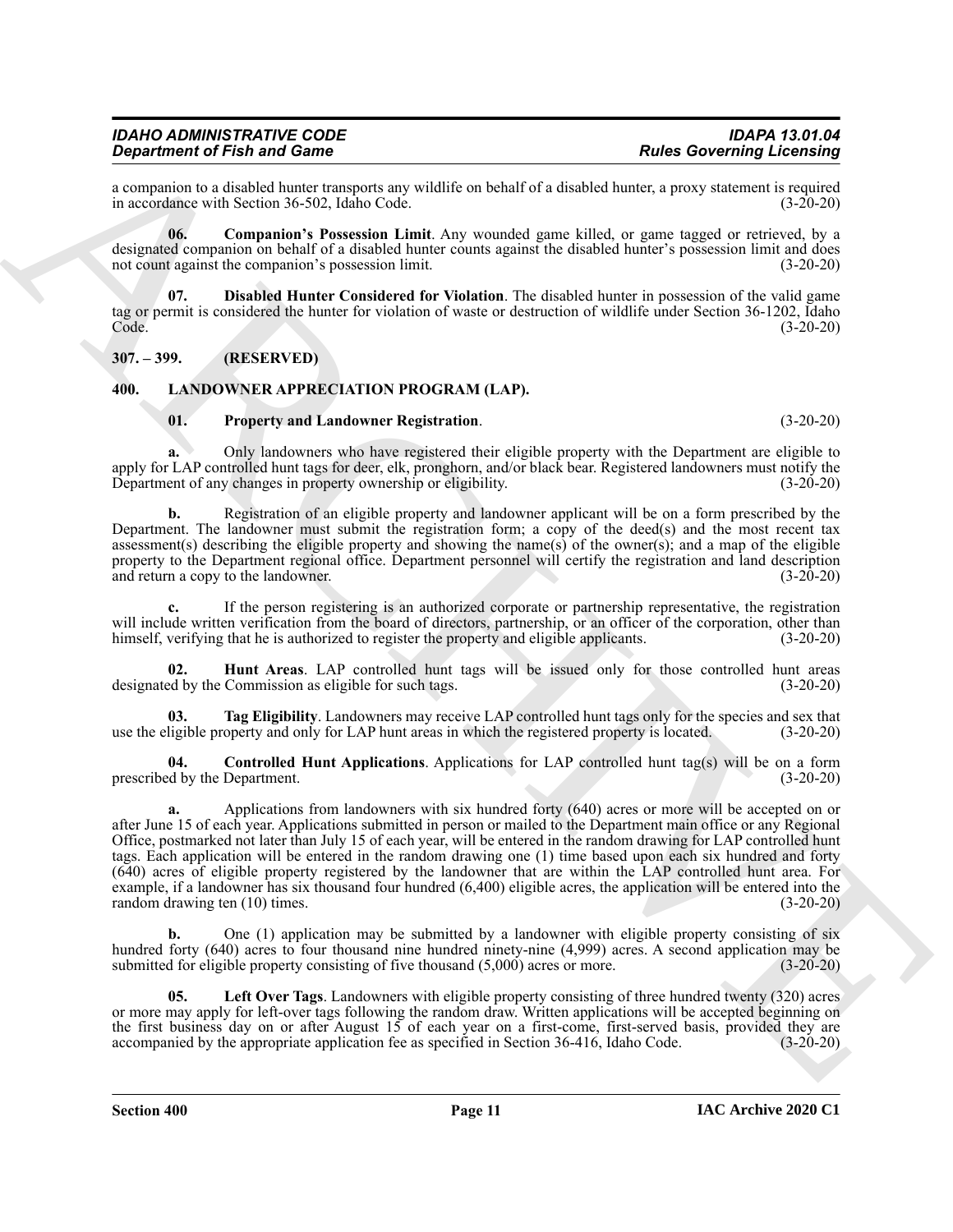a companion to a disabled hunter transports any wildlife on behalf of a disabled hunter, a proxy statement is required in accordance with Section 36-502, Idaho Code. (3-20-20)

**06. Companion's Possession Limit**. Any wounded game killed, or game tagged or retrieved, by a designated companion on behalf of a disabled hunter counts against the disabled hunter's possession limit and does not count against the companion's possession limit. (3-20-20)

**07. Disabled Hunter Considered for Violation**. The disabled hunter in possession of the valid game tag or permit is considered the hunter for violation of waste or destruction of wildlife under Section 36-1202, Idaho Code. (3-20-20)

## 307. – 399. (RESERVED)

## 400. LANDOWNER APPRECIATION PROGRAM (LAP).

**01. Property and Landowner Registration**. (3-20-20)

**a.** Only landowners who have registered their eligible property with the Department are eligible to apply for LAP controlled hunt tags for deer, elk, pronghorn, and/or black bear. Registered landowners must notify the Department of any changes in property ownership or eligibility. (3-20-20)

**b.** Registration of an eligible property and landowner applicant will be on a form prescribed by the Department. The landowner must submit the registration form; a copy of the deed(s) and the most recent tax assessment(s) describing the eligible property and showing the name(s) of the owner(s); and a map of the eligible property to the Department regional office. Department personnel will certify the registration and land description and return a copy to the landowner. (3-20-20)

**c.** If the person registering is an authorized corporate or partnership representative, the registration will include written verification from the board of directors, partnership, or an officer of the corporation, other than himself, verifying that he is authorized to register the property and eligible applicants. (3-20-20)

**02. Hunt Areas**. LAP controlled hunt tags will be issued only for those controlled hunt areas designated by the Commission as eligible for such tags. (3-20-20)

**03. Tag Eligibility**. Landowners may receive LAP controlled hunt tags only for the species and sex that use the eligible property and only for LAP hunt areas in which the registered property is located. (3-20-20)

**04. Controlled Hunt Applications**. Applications for LAP controlled hunt tag(s) will be on a form prescribed by the Department. (3-20-20)

**a.** Applications from landowners with six hundred forty (640) acres or more will be accepted on or after June 15 of each year. Applications submitted in person or mailed to the Department main office or any Regional Office, postmarked not later than July 15 of each year, will be entered in the random drawing for LAP controlled hunt tags. Each application will be entered in the random drawing one (1) time based upon each six hundred and forty (640) acres of eligible property registered by the landowner that are within the LAP controlled hunt area. For example, if a landowner has six thousand four hundred (6,400) eligible acres, the application will be entered into the random drawing ten (10) times. (3-20-20)

**b.** One (1) application may be submitted by a landowner with eligible property consisting of six hundred forty (640) acres to four thousand nine hundred ninety-nine (4,999) acres. A second application may be submitted for eligible property consisting of five thousand (5,000) acres or more. (3-20-20)

**05. Left Over Tags**. Landowners with eligible property consisting of three hundred twenty (320) acres or more may apply for left-over tags following the random draw. Written applications will be accepted beginning on the first business day on or after August 15 of each year on a first-come, first-served basis, provided they are accompanied by the appropriate application fee as specified in Section 36-416, Idaho Code. (3-20-20)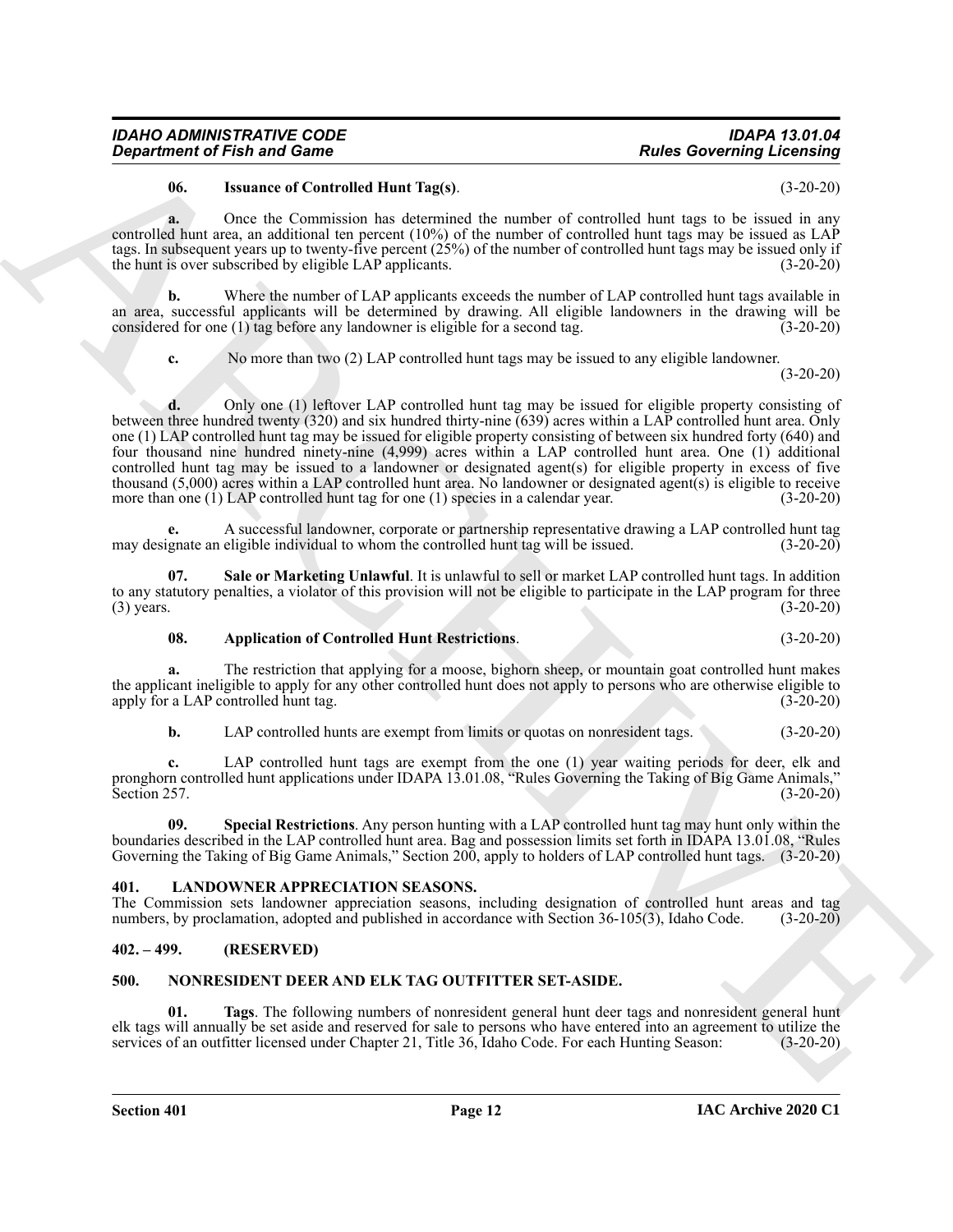**06. Issuance of Controlled Hunt Tag(s)**. (3-20-20)

**a.** Once the Commission has determined the number of controlled hunt tags to be issued in any controlled hunt area, an additional ten percent (10%) of the number of controlled hunt tags may be issued as LAP tags. In subsequent years up to twenty-five percent (25%) of the number of controlled hunt tags may be issued only if the hunt is over subscribed by eligible LAP applicants. (3-20-20)

**b.** Where the number of LAP applicants exceeds the number of LAP controlled hunt tags available in an area, successful applicants will be determined by drawing. All eligible landowners in the drawing will be considered for one (1) tag before any landowner is eligible for a second tag. (3-20-20)

**c.** No more than two (2) LAP controlled hunt tags may be issued to any eligible landowner. (3-20-20)

**d.** Only one (1) leftover LAP controlled hunt tag may be issued for eligible property consisting of between three hundred twenty (320) and six hundred thirty-nine (639) acres within a LAP controlled hunt area. Only one (1) LAP controlled hunt tag may be issued for eligible property consisting of between six hundred forty (640) and four thousand nine hundred ninety-nine (4,999) acres within a LAP controlled hunt area. One (1) additional controlled hunt tag may be issued to a landowner or designated agent(s) for eligible property in excess of five thousand (5,000) acres within a LAP controlled hunt area. No landowner or designated agent(s) is eligible to receive more than one (1) LAP controlled hunt tag for one (1) species in a calendar year. (3-20-20)

**e.** A successful landowner, corporate or partnership representative drawing a LAP controlled hunt tag may designate an eligible individual to whom the controlled hunt tag will be issued. (3-20-20)

**07. Sale or Marketing Unlawful**. It is unlawful to sell or market LAP controlled hunt tags. In addition to any statutory penalties, a violator of this provision will not be eligible to participate in the LAP program for three (3) years. (3-20-20)

**08. Application of Controlled Hunt Restrictions**. (3-20-20)

**a.** The restriction that applying for a moose, bighorn sheep, or mountain goat controlled hunt makes the applicant ineligible to apply for any other controlled hunt does not apply to persons who are otherwise eligible to apply for a LAP controlled hunt tag. (3-20-20)

**b.** LAP controlled hunts are exempt from limits or quotas on nonresident tags. (3-20-20)

**c.** LAP controlled hunt tags are exempt from the one (1) year waiting periods for deer, elk and pronghorn controlled hunt applications under IDAPA 13.01.08, "Rules Governing the Taking of Big Game Animals," Section 257. (3-20-20)

**09. Special Restrictions**. Any person hunting with a LAP controlled hunt tag may hunt only within the boundaries described in the LAP controlled hunt area. Bag and possession limits set forth in IDAPA 13.01.08, "Rules Governing the Taking of Big Game Animals," Section 200, apply to holders of LAP controlled hunt tags. (3-20-20)

## 401. LANDOWNER APPRECIATION SEASONS.

The Commission sets landowner appreciation seasons, including designation of controlled hunt areas and tag numbers, by proclamation, adopted and published in accordance with Section 36-105(3), Idaho Code. (3-20-20)

## 402. – 499. (RESERVED)

## 500. NONRESIDENT DEER AND ELK TAG OUTFITTER SET-ASIDE.

**01. Tags**. The following numbers of nonresident general hunt deer tags and nonresident general hunt elk tags will annually be set aside and reserved for sale to persons who have entered into an agreement to utilize the services of an outfitter licensed under Chapter 21, Title 36, Idaho Code. For each Hunting Season: (3-20-20)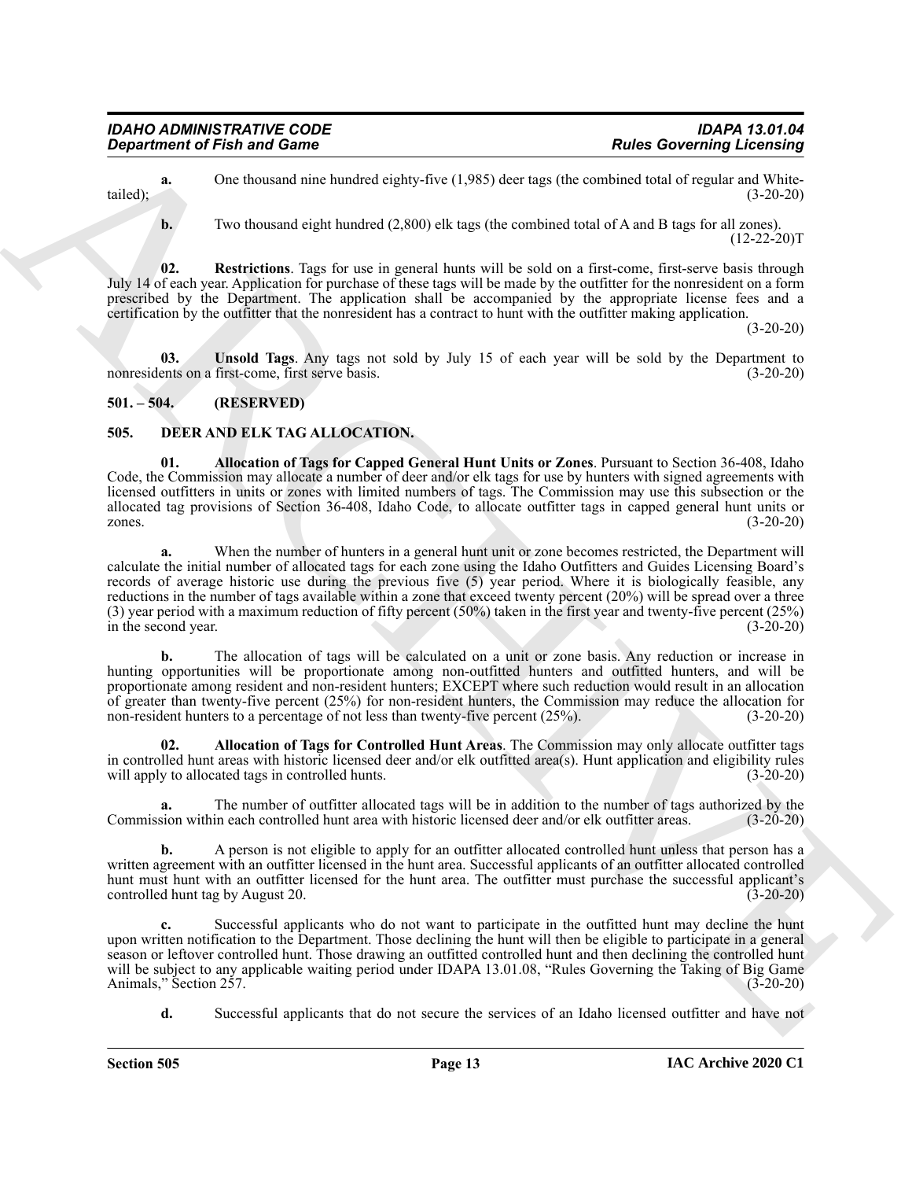**a.** One thousand nine hundred eighty-five (1,985) deer tags (the combined total of regular and White-tailed); (3-20-20)

**b.** Two thousand eight hundred (2,800) elk tags (the combined total of A and B tags for all zones). (12-22-20)T

**02. Restrictions**. Tags for use in general hunts will be sold on a first-come, first-serve basis through July 14 of each year. Application for purchase of these tags will be made by the outfitter for the nonresident on a form prescribed by the Department. The application shall be accompanied by the appropriate license fees and a certification by the outfitter that the nonresident has a contract to hunt with the outfitter making application. (3-20-20)

**03. Unsold Tags**. Any tags not sold by July 15 of each year will be sold by the Department to nonresidents on a first-come, first serve basis. (3-20-20)

## 501. – 504. (RESERVED)

## 505. DEER AND ELK TAG ALLOCATION.

**01. Allocation of Tags for Capped General Hunt Units or Zones**. Pursuant to Section 36-408, Idaho Code, the Commission may allocate a number of deer and/or elk tags for use by hunters with signed agreements with licensed outfitters in units or zones with limited numbers of tags. The Commission may use this subsection or the allocated tag provisions of Section 36-408, Idaho Code, to allocate outfitter tags in capped general hunt units or zones. (3-20-20)

**a.** When the number of hunters in a general hunt unit or zone becomes restricted, the Department will calculate the initial number of allocated tags for each zone using the Idaho Outfitters and Guides Licensing Board's records of average historic use during the previous five (5) year period. Where it is biologically feasible, any reductions in the number of tags available within a zone that exceed twenty percent (20%) will be spread over a three (3) year period with a maximum reduction of fifty percent (50%) taken in the first year and twenty-five percent (25%) in the second year. (3-20-20)

**b.** The allocation of tags will be calculated on a unit or zone basis. Any reduction or increase in hunting opportunities will be proportionate among non-outfitted hunters and outfitted hunters, and will be proportionate among resident and non-resident hunters; EXCEPT where such reduction would result in an allocation of greater than twenty-five percent (25%) for non-resident hunters, the Commission may reduce the allocation for non-resident hunters to a percentage of not less than twenty-five percent (25%). (3-20-20)

**02. Allocation of Tags for Controlled Hunt Areas**. The Commission may only allocate outfitter tags in controlled hunt areas with historic licensed deer and/or elk outfitted area(s). Hunt application and eligibility rules will apply to allocated tags in controlled hunts. (3-20-20)

**a.** The number of outfitter allocated tags will be in addition to the number of tags authorized by the Commission within each controlled hunt area with historic licensed deer and/or elk outfitter areas. (3-20-20)

**b.** A person is not eligible to apply for an outfitter allocated controlled hunt unless that person has a written agreement with an outfitter licensed in the hunt area. Successful applicants of an outfitter allocated controlled hunt must hunt with an outfitter licensed for the hunt area. The outfitter must purchase the successful applicant's controlled hunt tag by August 20. (3-20-20)

**c.** Successful applicants who do not want to participate in the outfitted hunt may decline the hunt upon written notification to the Department. Those declining the hunt will then be eligible to participate in a general season or leftover controlled hunt. Those drawing an outfitted controlled hunt and then declining the controlled hunt will be subject to any applicable waiting period under IDAPA 13.01.08, "Rules Governing the Taking of Big Game Animals," Section 257. (3-20-20)

**d.** Successful applicants that do not secure the services of an Idaho licensed outfitter and have not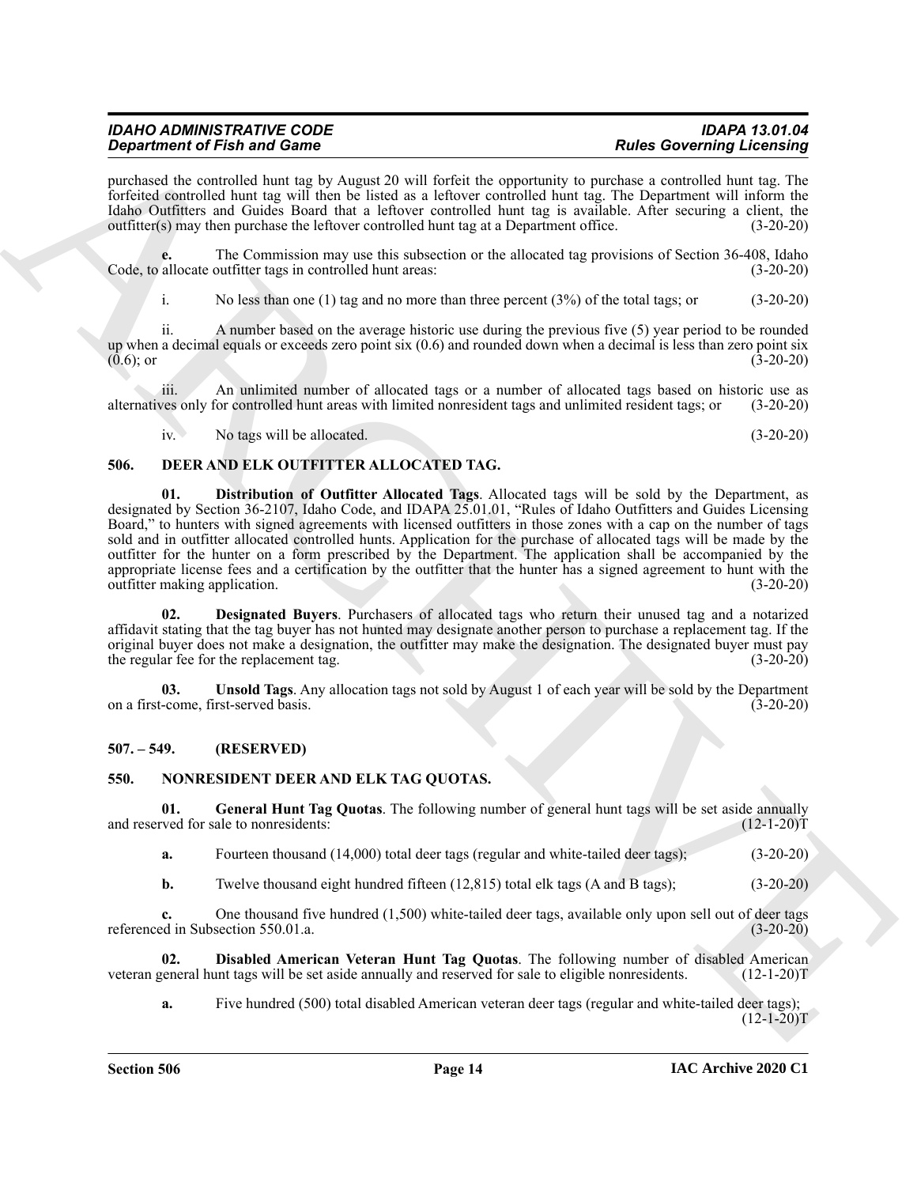purchased the controlled hunt tag by August 20 will forfeit the opportunity to purchase a controlled hunt tag. The forfeited controlled hunt tag will then be listed as a leftover controlled hunt tag. The Department will inform the Idaho Outfitters and Guides Board that a leftover controlled hunt tag is available. After securing a client, the outfitter(s) may then purchase the leftover controlled hunt tag at a Department office. (3-20-20)

**e.** The Commission may use this subsection or the allocated tag provisions of Section 36-408, Idaho Code, to allocate outfitter tags in controlled hunt areas: (3-20-20)

i. No less than one (1) tag and no more than three percent (3%) of the total tags; or (3-20-20)

ii. A number based on the average historic use during the previous five (5) year period to be rounded up when a decimal equals or exceeds zero point six (0.6) and rounded down when a decimal is less than zero point six (0.6); or (3-20-20)

iii. An unlimited number of allocated tags or a number of allocated tags based on historic use as alternatives only for controlled hunt areas with limited nonresident tags and unlimited resident tags; or (3-20-20)

iv. No tags will be allocated. (3-20-20)

## 506. DEER AND ELK OUTFITTER ALLOCATED TAG.

**01. Distribution of Outfitter Allocated Tags**. Allocated tags will be sold by the Department, as designated by Section 36-2107, Idaho Code, and IDAPA 25.01.01, "Rules of Idaho Outfitters and Guides Licensing Board," to hunters with signed agreements with licensed outfitters in those zones with a cap on the number of tags sold and in outfitter allocated controlled hunts. Application for the purchase of allocated tags will be made by the outfitter for the hunter on a form prescribed by the Department. The application shall be accompanied by the appropriate license fees and a certification by the outfitter that the hunter has a signed agreement to hunt with the outfitter making application. (3-20-20)

**02. Designated Buyers**. Purchasers of allocated tags who return their unused tag and a notarized affidavit stating that the tag buyer has not hunted may designate another person to purchase a replacement tag. If the original buyer does not make a designation, the outfitter may make the designation. The designated buyer must pay the regular fee for the replacement tag. (3-20-20)

**03. Unsold Tags**. Any allocation tags not sold by August 1 of each year will be sold by the Department on a first-come, first-served basis. (3-20-20)

## 507. – 549. (RESERVED)

## 550. NONRESIDENT DEER AND ELK TAG QUOTAS.

**01. General Hunt Tag Quotas**. The following number of general hunt tags will be set aside annually and reserved for sale to nonresidents: (12-1-20)T

**a.** Fourteen thousand (14,000) total deer tags (regular and white-tailed deer tags); (3-20-20)

**b.** Twelve thousand eight hundred fifteen (12,815) total elk tags (A and B tags); (3-20-20)

**c.** One thousand five hundred (1,500) white-tailed deer tags, available only upon sell out of deer tags referenced in Subsection 550.01.a. (3-20-20)

**02. Disabled American Veteran Hunt Tag Quotas**. The following number of disabled American veteran general hunt tags will be set aside annually and reserved for sale to eligible nonresidents. (12-1-20)T

**a.** Five hundred (500) total disabled American veteran deer tags (regular and white-tailed deer tags); (12-1-20)T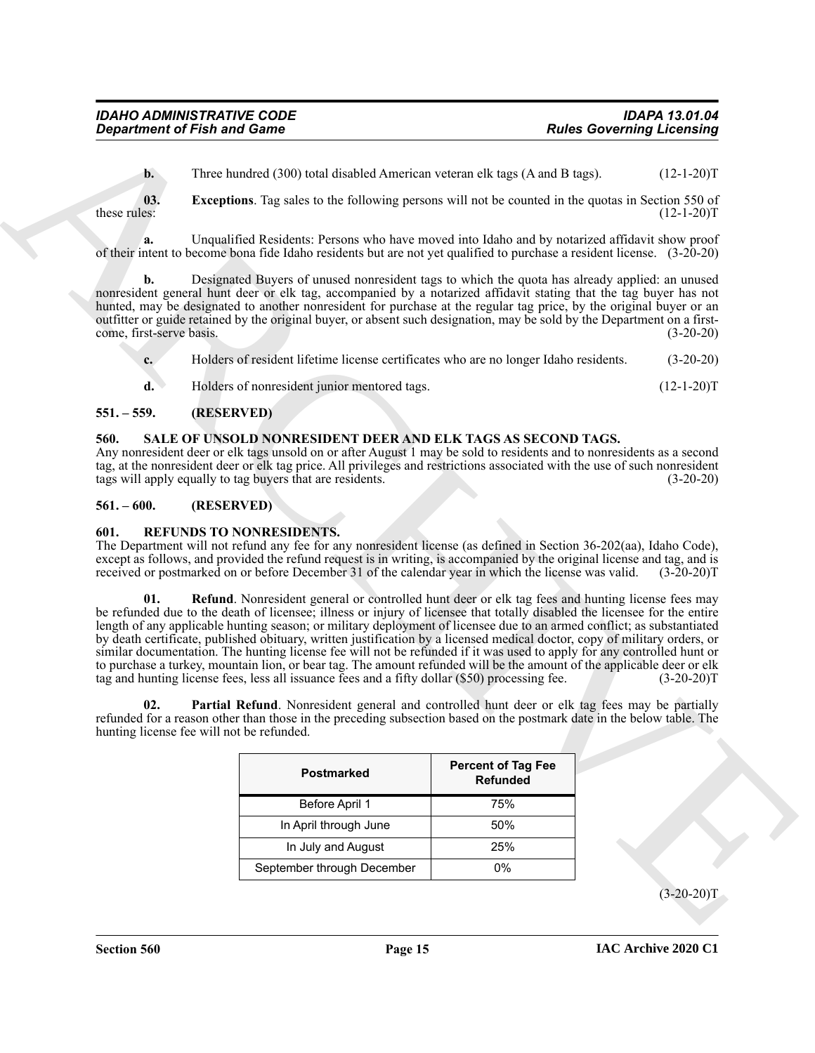**b.** Three hundred (300) total disabled American veteran elk tags (A and B tags). (12-1-20)T

**03. Exceptions**. Tag sales to the following persons will not be counted in the quotas in Section 550 of these rules: (12-1-20)T

**a.** Unqualified Residents: Persons who have moved into Idaho and by notarized affidavit show proof of their intent to become bona fide Idaho residents but are not yet qualified to purchase a resident license. (3-20-20)

**b.** Designated Buyers of unused nonresident tags to which the quota has already applied: an unused nonresident general hunt deer or elk tag, accompanied by a notarized affidavit stating that the tag buyer has not hunted, may be designated to another nonresident for purchase at the regular tag price, by the original buyer or an outfitter or guide retained by the original buyer, or absent such designation, may be sold by the Department on a first-come, first-serve basis. (3-20-20)

**c.** Holders of resident lifetime license certificates who are no longer Idaho residents. (3-20-20)

**d.** Holders of nonresident junior mentored tags. (12-1-20)T

## 551. – 559. (RESERVED)

## 560. SALE OF UNSOLD NONRESIDENT DEER AND ELK TAGS AS SECOND TAGS.

Any nonresident deer or elk tags unsold on or after August 1 may be sold to residents and to nonresidents as a second tag, at the nonresident deer or elk tag price. All privileges and restrictions associated with the use of such nonresident tags will apply equally to tag buyers that are residents. (3-20-20)

## 561. – 600. (RESERVED)

## 601. REFUNDS TO NONRESIDENTS.

The Department will not refund any fee for any nonresident license (as defined in Section 36-202(aa), Idaho Code), except as follows, and provided the refund request is in writing, is accompanied by the original license and tag, and is received or postmarked on or before December 31 of the calendar year in which the license was valid. (3-20-20)T

**01. Refund**. Nonresident general or controlled hunt deer or elk tag fees and hunting license fees may be refunded due to the death of licensee; illness or injury of licensee that totally disabled the licensee for the entire length of any applicable hunting season; or military deployment of licensee due to an armed conflict; as substantiated by death certificate, published obituary, written justification by a licensed medical doctor, copy of military orders, or similar documentation. The hunting license fee will not be refunded if it was used to apply for any controlled hunt or to purchase a turkey, mountain lion, or bear tag. The amount refunded will be the amount of the applicable deer or elk tag and hunting license fees, less all issuance fees and a fifty dollar ($50) processing fee. (3-20-20)T

**02. Partial Refund**. Nonresident general and controlled hunt deer or elk tag fees may be partially refunded for a reason other than those in the preceding subsection based on the postmark date in the below table. The hunting license fee will not be refunded.

| Postmarked | Percent of Tag Fee Refunded |
|---|---|
| Before April 1 | 75% |
| In April through June | 50% |
| In July and August | 25% |
| September through December | 0% |

(3-20-20)T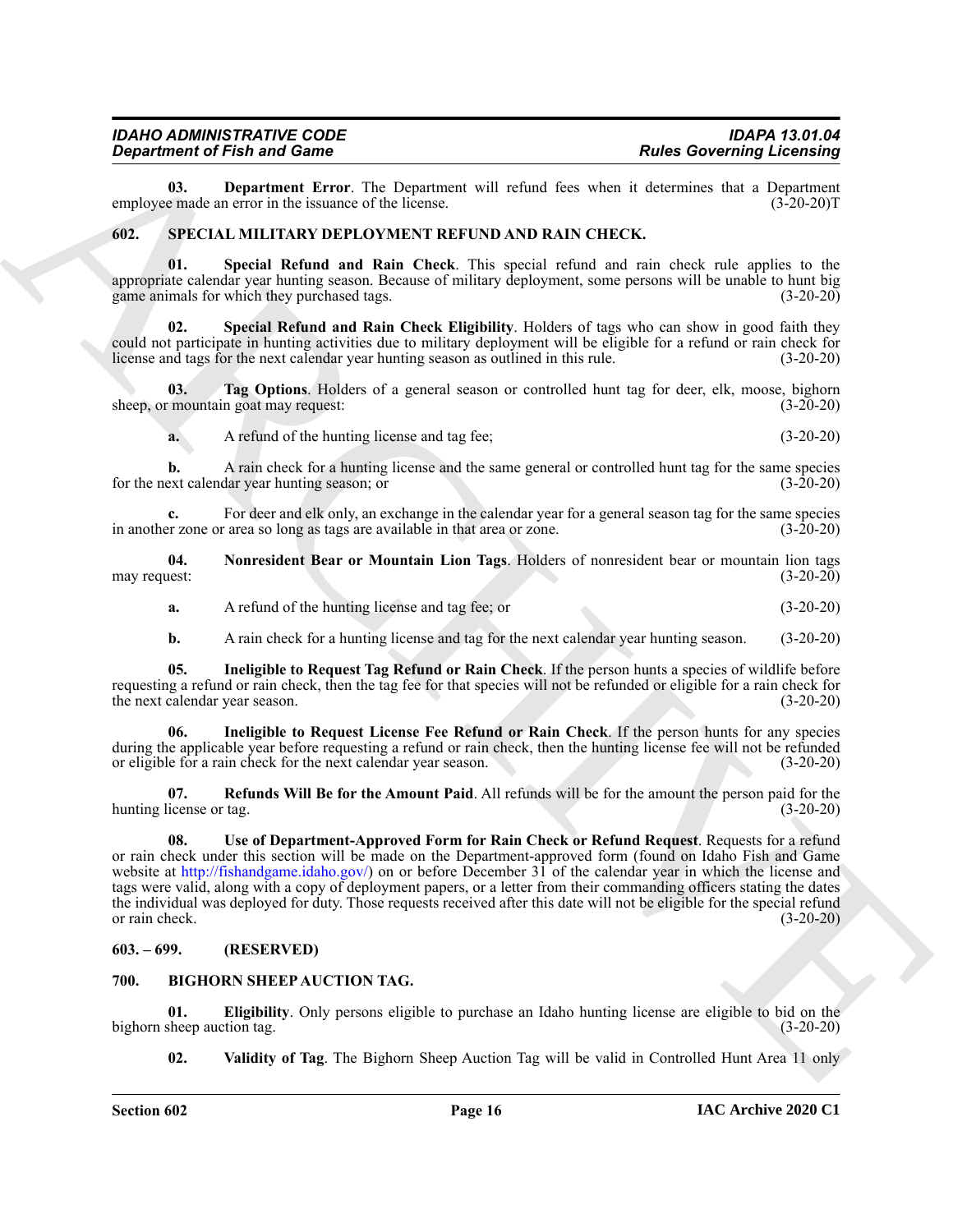**03. Department Error**. The Department will refund fees when it determines that a Department employee made an error in the issuance of the license. (3-20-20)T

## 602. SPECIAL MILITARY DEPLOYMENT REFUND AND RAIN CHECK.

**01. Special Refund and Rain Check**. This special refund and rain check rule applies to the appropriate calendar year hunting season. Because of military deployment, some persons will be unable to hunt big game animals for which they purchased tags. (3-20-20)

**02. Special Refund and Rain Check Eligibility**. Holders of tags who can show in good faith they could not participate in hunting activities due to military deployment will be eligible for a refund or rain check for license and tags for the next calendar year hunting season as outlined in this rule. (3-20-20)

**03. Tag Options**. Holders of a general season or controlled hunt tag for deer, elk, moose, bighorn sheep, or mountain goat may request: (3-20-20)

**a.** A refund of the hunting license and tag fee; (3-20-20)

**b.** A rain check for a hunting license and the same general or controlled hunt tag for the same species for the next calendar year hunting season; or (3-20-20)

**c.** For deer and elk only, an exchange in the calendar year for a general season tag for the same species in another zone or area so long as tags are available in that area or zone. (3-20-20)

**04. Nonresident Bear or Mountain Lion Tags**. Holders of nonresident bear or mountain lion tags may request: (3-20-20)

**a.** A refund of the hunting license and tag fee; or (3-20-20)

**b.** A rain check for a hunting license and tag for the next calendar year hunting season. (3-20-20)

**05. Ineligible to Request Tag Refund or Rain Check**. If the person hunts a species of wildlife before requesting a refund or rain check, then the tag fee for that species will not be refunded or eligible for a rain check for the next calendar year season. (3-20-20)

**06. Ineligible to Request License Fee Refund or Rain Check**. If the person hunts for any species during the applicable year before requesting a refund or rain check, then the hunting license fee will not be refunded or eligible for a rain check for the next calendar year season. (3-20-20)

**07. Refunds Will Be for the Amount Paid**. All refunds will be for the amount the person paid for the hunting license or tag. (3-20-20)

**08. Use of Department-Approved Form for Rain Check or Refund Request**. Requests for a refund or rain check under this section will be made on the Department-approved form (found on Idaho Fish and Game website at http://fishandgame.idaho.gov/) on or before December 31 of the calendar year in which the license and tags were valid, along with a copy of deployment papers, or a letter from their commanding officers stating the dates the individual was deployed for duty. Those requests received after this date will not be eligible for the special refund or rain check. (3-20-20)

## 603. – 699. (RESERVED)

## 700. BIGHORN SHEEP AUCTION TAG.

**01. Eligibility**. Only persons eligible to purchase an Idaho hunting license are eligible to bid on the bighorn sheep auction tag. (3-20-20)

**02. Validity of Tag**. The Bighorn Sheep Auction Tag will be valid in Controlled Hunt Area 11 only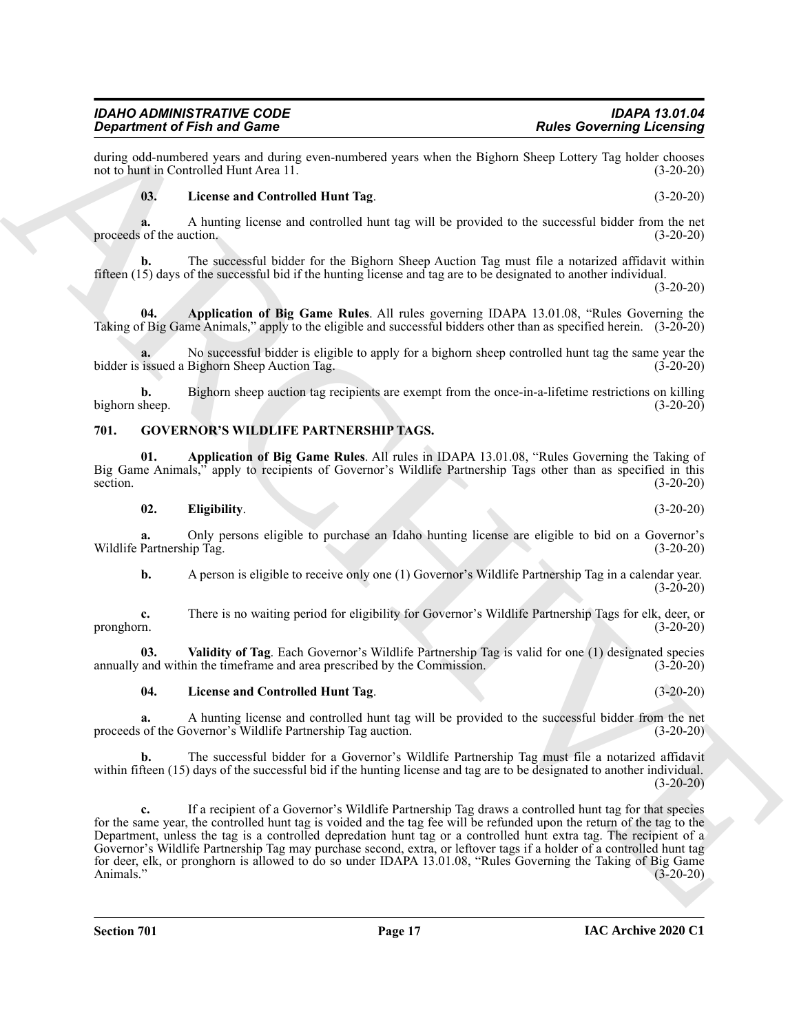during odd-numbered years and during even-numbered years when the Bighorn Sheep Lottery Tag holder chooses not to hunt in Controlled Hunt Area 11. (3-20-20)

**03. License and Controlled Hunt Tag**. (3-20-20)

**a.** A hunting license and controlled hunt tag will be provided to the successful bidder from the net proceeds of the auction. (3-20-20)

**b.** The successful bidder for the Bighorn Sheep Auction Tag must file a notarized affidavit within fifteen (15) days of the successful bid if the hunting license and tag are to be designated to another individual. (3-20-20)

**04. Application of Big Game Rules**. All rules governing IDAPA 13.01.08, "Rules Governing the Taking of Big Game Animals," apply to the eligible and successful bidders other than as specified herein. (3-20-20)

**a.** No successful bidder is eligible to apply for a bighorn sheep controlled hunt tag the same year the bidder is issued a Bighorn Sheep Auction Tag. (3-20-20)

**b.** Bighorn sheep auction tag recipients are exempt from the once-in-a-lifetime restrictions on killing bighorn sheep. (3-20-20)

## 701. GOVERNOR'S WILDLIFE PARTNERSHIP TAGS.

**01. Application of Big Game Rules**. All rules in IDAPA 13.01.08, "Rules Governing the Taking of Big Game Animals," apply to recipients of Governor's Wildlife Partnership Tags other than as specified in this section. (3-20-20)

**02. Eligibility**. (3-20-20)

**a.** Only persons eligible to purchase an Idaho hunting license are eligible to bid on a Governor's Wildlife Partnership Tag. (3-20-20)

**b.** A person is eligible to receive only one (1) Governor's Wildlife Partnership Tag in a calendar year. (3-20-20)

**c.** There is no waiting period for eligibility for Governor's Wildlife Partnership Tags for elk, deer, or pronghorn. (3-20-20)

**03. Validity of Tag**. Each Governor's Wildlife Partnership Tag is valid for one (1) designated species annually and within the timeframe and area prescribed by the Commission. (3-20-20)

**04. License and Controlled Hunt Tag**. (3-20-20)

**a.** A hunting license and controlled hunt tag will be provided to the successful bidder from the net proceeds of the Governor's Wildlife Partnership Tag auction. (3-20-20)

**b.** The successful bidder for a Governor's Wildlife Partnership Tag must file a notarized affidavit within fifteen (15) days of the successful bid if the hunting license and tag are to be designated to another individual. (3-20-20)

**c.** If a recipient of a Governor's Wildlife Partnership Tag draws a controlled hunt tag for that species for the same year, the controlled hunt tag is voided and the tag fee will be refunded upon the return of the tag to the Department, unless the tag is a controlled depredation hunt tag or a controlled hunt extra tag. The recipient of a Governor's Wildlife Partnership Tag may purchase second, extra, or leftover tags if a holder of a controlled hunt tag for deer, elk, or pronghorn is allowed to do so under IDAPA 13.01.08, "Rules Governing the Taking of Big Game Animals." (3-20-20)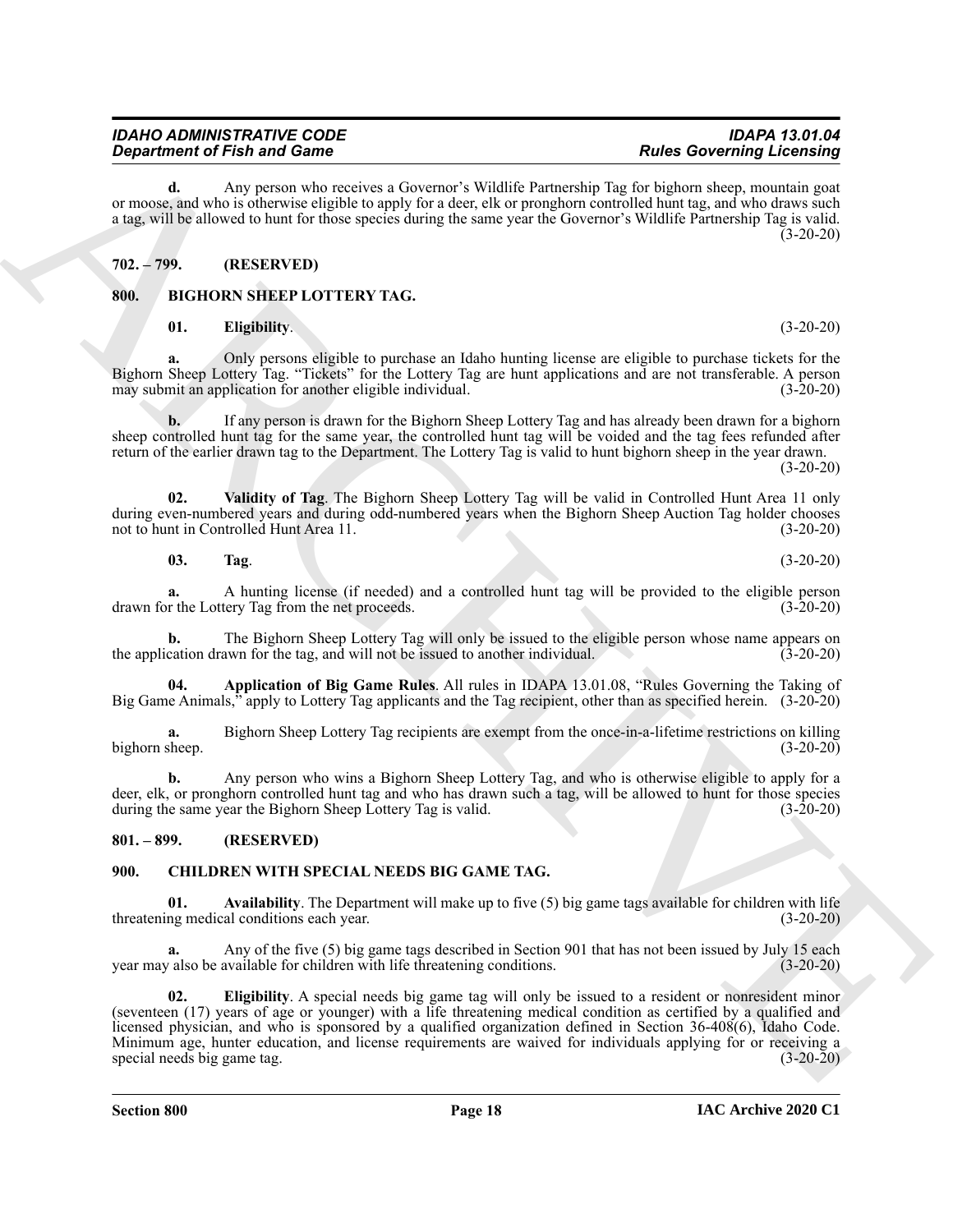**d.** Any person who receives a Governor's Wildlife Partnership Tag for bighorn sheep, mountain goat or moose, and who is otherwise eligible to apply for a deer, elk or pronghorn controlled hunt tag, and who draws such a tag, will be allowed to hunt for those species during the same year the Governor's Wildlife Partnership Tag is valid. (3-20-20)

## 702. – 799. (RESERVED)

## 800. BIGHORN SHEEP LOTTERY TAG.

**01. Eligibility**. (3-20-20)

**a.** Only persons eligible to purchase an Idaho hunting license are eligible to purchase tickets for the Bighorn Sheep Lottery Tag. "Tickets" for the Lottery Tag are hunt applications and are not transferable. A person may submit an application for another eligible individual. (3-20-20)

**b.** If any person is drawn for the Bighorn Sheep Lottery Tag and has already been drawn for a bighorn sheep controlled hunt tag for the same year, the controlled hunt tag will be voided and the tag fees refunded after return of the earlier drawn tag to the Department. The Lottery Tag is valid to hunt bighorn sheep in the year drawn. (3-20-20)

**02. Validity of Tag**. The Bighorn Sheep Lottery Tag will be valid in Controlled Hunt Area 11 only during even-numbered years and during odd-numbered years when the Bighorn Sheep Auction Tag holder chooses not to hunt in Controlled Hunt Area 11. (3-20-20)

**03. Tag**. (3-20-20)

**a.** A hunting license (if needed) and a controlled hunt tag will be provided to the eligible person drawn for the Lottery Tag from the net proceeds. (3-20-20)

**b.** The Bighorn Sheep Lottery Tag will only be issued to the eligible person whose name appears on the application drawn for the tag, and will not be issued to another individual. (3-20-20)

**04. Application of Big Game Rules**. All rules in IDAPA 13.01.08, "Rules Governing the Taking of Big Game Animals," apply to Lottery Tag applicants and the Tag recipient, other than as specified herein. (3-20-20)

**a.** Bighorn Sheep Lottery Tag recipients are exempt from the once-in-a-lifetime restrictions on killing bighorn sheep. (3-20-20)

**b.** Any person who wins a Bighorn Sheep Lottery Tag, and who is otherwise eligible to apply for a deer, elk, or pronghorn controlled hunt tag and who has drawn such a tag, will be allowed to hunt for those species during the same year the Bighorn Sheep Lottery Tag is valid. (3-20-20)

## 801. – 899. (RESERVED)

## 900. CHILDREN WITH SPECIAL NEEDS BIG GAME TAG.

**01. Availability**. The Department will make up to five (5) big game tags available for children with life threatening medical conditions each year. (3-20-20)

**a.** Any of the five (5) big game tags described in Section 901 that has not been issued by July 15 each year may also be available for children with life threatening conditions. (3-20-20)

**02. Eligibility**. A special needs big game tag will only be issued to a resident or nonresident minor (seventeen (17) years of age or younger) with a life threatening medical condition as certified by a qualified and licensed physician, and who is sponsored by a qualified organization defined in Section 36-408(6), Idaho Code. Minimum age, hunter education, and license requirements are waived for individuals applying for or receiving a special needs big game tag. (3-20-20)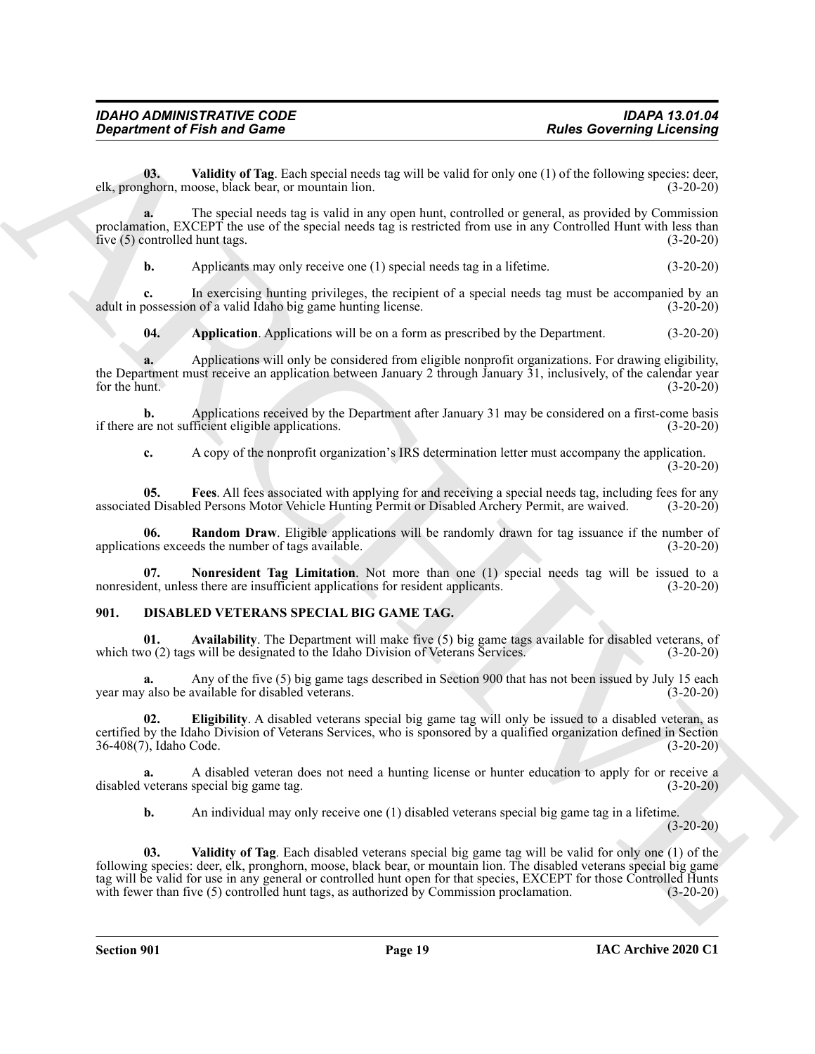**03. Validity of Tag**. Each special needs tag will be valid for only one (1) of the following species: deer, elk, pronghorn, moose, black bear, or mountain lion. (3-20-20)

**a.** The special needs tag is valid in any open hunt, controlled or general, as provided by Commission proclamation, EXCEPT the use of the special needs tag is restricted from use in any Controlled Hunt with less than five (5) controlled hunt tags. (3-20-20)

**b.** Applicants may only receive one (1) special needs tag in a lifetime. (3-20-20)

**c.** In exercising hunting privileges, the recipient of a special needs tag must be accompanied by an adult in possession of a valid Idaho big game hunting license. (3-20-20)

**04. Application**. Applications will be on a form as prescribed by the Department. (3-20-20)

**a.** Applications will only be considered from eligible nonprofit organizations. For drawing eligibility, the Department must receive an application between January 2 through January 31, inclusively, of the calendar year for the hunt. (3-20-20)

**b.** Applications received by the Department after January 31 may be considered on a first-come basis if there are not sufficient eligible applications. (3-20-20)

**c.** A copy of the nonprofit organization's IRS determination letter must accompany the application. (3-20-20)

**05. Fees**. All fees associated with applying for and receiving a special needs tag, including fees for any associated Disabled Persons Motor Vehicle Hunting Permit or Disabled Archery Permit, are waived. (3-20-20)

**06. Random Draw**. Eligible applications will be randomly drawn for tag issuance if the number of applications exceeds the number of tags available. (3-20-20)

**07. Nonresident Tag Limitation**. Not more than one (1) special needs tag will be issued to a nonresident, unless there are insufficient applications for resident applicants. (3-20-20)

## 901. DISABLED VETERANS SPECIAL BIG GAME TAG.

**01. Availability**. The Department will make five (5) big game tags available for disabled veterans, of which two (2) tags will be designated to the Idaho Division of Veterans Services. (3-20-20)

**a.** Any of the five (5) big game tags described in Section 900 that has not been issued by July 15 each year may also be available for disabled veterans. (3-20-20)

**02. Eligibility**. A disabled veterans special big game tag will only be issued to a disabled veteran, as certified by the Idaho Division of Veterans Services, who is sponsored by a qualified organization defined in Section 36-408(7), Idaho Code. (3-20-20)

**a.** A disabled veteran does not need a hunting license or hunter education to apply for or receive a disabled veterans special big game tag. (3-20-20)

**b.** An individual may only receive one (1) disabled veterans special big game tag in a lifetime. (3-20-20)

**03. Validity of Tag**. Each disabled veterans special big game tag will be valid for only one (1) of the following species: deer, elk, pronghorn, moose, black bear, or mountain lion. The disabled veterans special big game tag will be valid for use in any general or controlled hunt open for that species, EXCEPT for those Controlled Hunts with fewer than five (5) controlled hunt tags, as authorized by Commission proclamation. (3-20-20)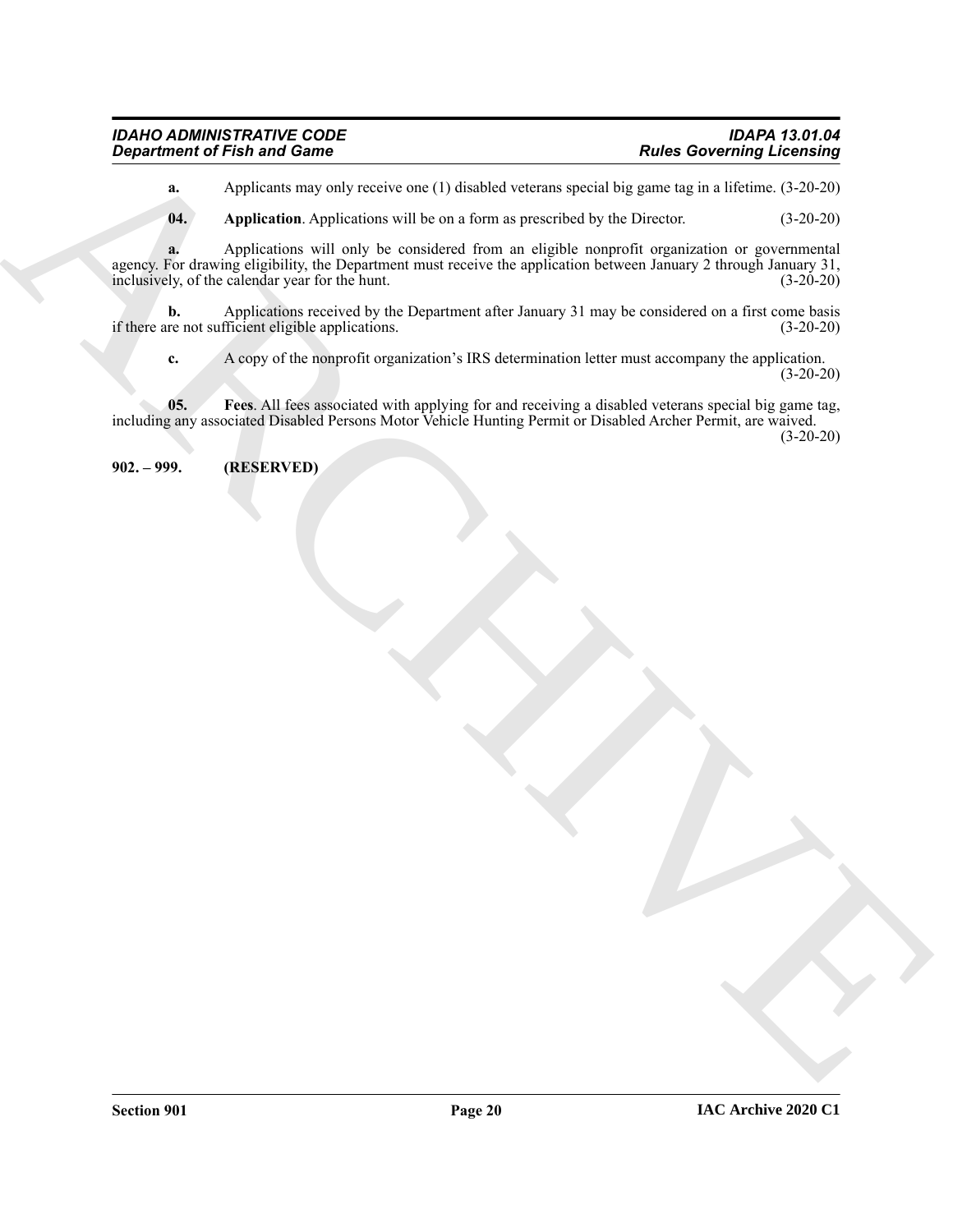**a.** Applicants may only receive one (1) disabled veterans special big game tag in a lifetime. (3-20-20)

**04. Application**. Applications will be on a form as prescribed by the Director. (3-20-20)

**a.** Applications will only be considered from an eligible nonprofit organization or governmental agency. For drawing eligibility, the Department must receive the application between January 2 through January 31, inclusively, of the calendar year for the hunt. (3-20-20)

**b.** Applications received by the Department after January 31 may be considered on a first come basis if there are not sufficient eligible applications. (3-20-20)

**c.** A copy of the nonprofit organization's IRS determination letter must accompany the application. (3-20-20)

**05. Fees**. All fees associated with applying for and receiving a disabled veterans special big game tag, including any associated Disabled Persons Motor Vehicle Hunting Permit or Disabled Archer Permit, are waived. (3-20-20)

## 902. – 999. (RESERVED)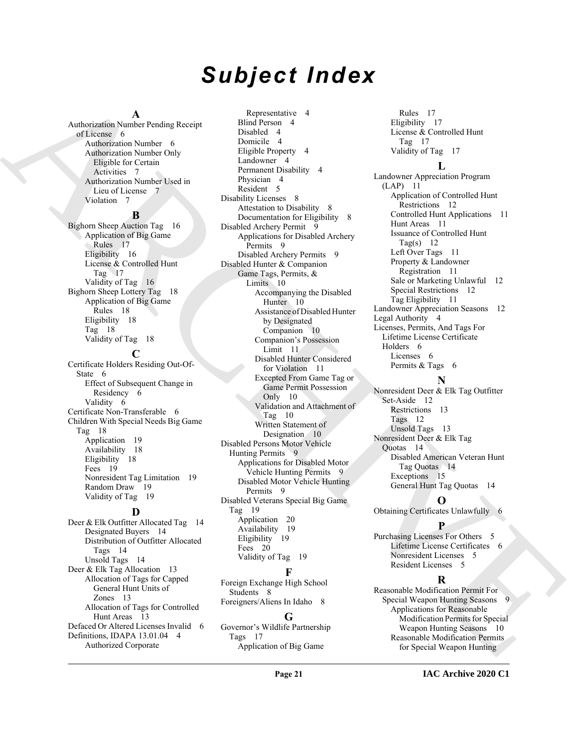# Subject Index

**A**

Authorization Number Pending Receipt of License 6
- Authorization Number 6
- Authorization Number Only Eligible for Certain Activities 7
- Authorization Number Used in Lieu of License 7
- Violation 7

**B**

Bighorn Sheep Auction Tag 16
- Application of Big Game Rules 17
- Eligibility 16
- License & Controlled Hunt Tag 17
- Validity of Tag 16

Bighorn Sheep Lottery Tag 18
- Application of Big Game Rules 18
- Eligibility 18
- Tag 18
- Validity of Tag 18

**C**

Certificate Holders Residing Out-Of-State 6
- Effect of Subsequent Change in Residency 6
- Validity 6

Certificate Non-Transferable 6

Children With Special Needs Big Game Tag 18
- Application 19
- Availability 18
- Eligibility 18
- Fees 19
- Nonresident Tag Limitation 19
- Random Draw 19
- Validity of Tag 19

**D**

Deer & Elk Outfitter Allocated Tag 14
- Designated Buyers 14
- Distribution of Outfitter Allocated Tags 14
- Unsold Tags 14

Deer & Elk Tag Allocation 13
- Allocation of Tags for Capped General Hunt Units of Zones 13
- Allocation of Tags for Controlled Hunt Areas 13

Defaced Or Altered Licenses Invalid 6

Definitions, IDAPA 13.01.04 4
- Authorized Corporate Representative 4
- Blind Person 4
- Disabled 4
- Domicile 4
- Eligible Property 4
- Landowner 4
- Permanent Disability 4
- Physician 4
- Resident 5

Disability Licenses 8
- Attestation to Disability 8
- Documentation for Eligibility 8

Disabled Archery Permit 9
- Applications for Disabled Archery Permits 9
- Disabled Archery Permits 9

Disabled Hunter & Companion Game Tags, Permits, & Limits 10
- Accompanying the Disabled Hunter 10
- Assistance of Disabled Hunter by Designated Companion 10
- Companion's Possession Limit 11
- Disabled Hunter Considered for Violation 11
- Excepted From Game Tag or Game Permit Possession Only 10
- Validation and Attachment of Tag 10
- Written Statement of Designation 10

Disabled Persons Motor Vehicle Hunting Permits 9
- Applications for Disabled Motor Vehicle Hunting Permits 9
- Disabled Motor Vehicle Hunting Permits 9

Disabled Veterans Special Big Game Tag 19
- Application 20
- Availability 19
- Eligibility 19
- Fees 20
- Validity of Tag 19

**F**

Foreign Exchange High School Students 8

Foreigners/Aliens In Idaho 8

**G**

Governor's Wildlife Partnership Tags 17
- Application of Big Game Rules 17
- Eligibility 17
- License & Controlled Hunt Tag 17
- Validity of Tag 17

**L**

Landowner Appreciation Program (LAP) 11
- Application of Controlled Hunt Restrictions 12
- Controlled Hunt Applications 11
- Hunt Areas 11
- Issuance of Controlled Hunt Tag(s) 12
- Left Over Tags 11
- Property & Landowner Registration 11
- Sale or Marketing Unlawful 12
- Special Restrictions 12
- Tag Eligibility 11

Landowner Appreciation Seasons 12

Legal Authority 4

Licenses, Permits, And Tags For Lifetime License Certificate Holders 6
- Licenses 6
- Permits & Tags 6

**N**

Nonresident Deer & Elk Tag Outfitter Set-Aside 12
- Restrictions 13
- Tags 12
- Unsold Tags 13

Nonresident Deer & Elk Tag Quotas 14
- Disabled American Veteran Hunt Tag Quotas 14
- Exceptions 15
- General Hunt Tag Quotas 14

**O**

Obtaining Certificates Unlawfully 6

**P**

Purchasing Licenses For Others 5
- Lifetime License Certificates 6
- Nonresident Licenses 5
- Resident Licenses 5

**R**

Reasonable Modification Permit For Special Weapon Hunting Seasons 9
- Applications for Reasonable Modification Permits for Special Weapon Hunting Seasons 10
- Reasonable Modification Permits for Special Weapon Hunting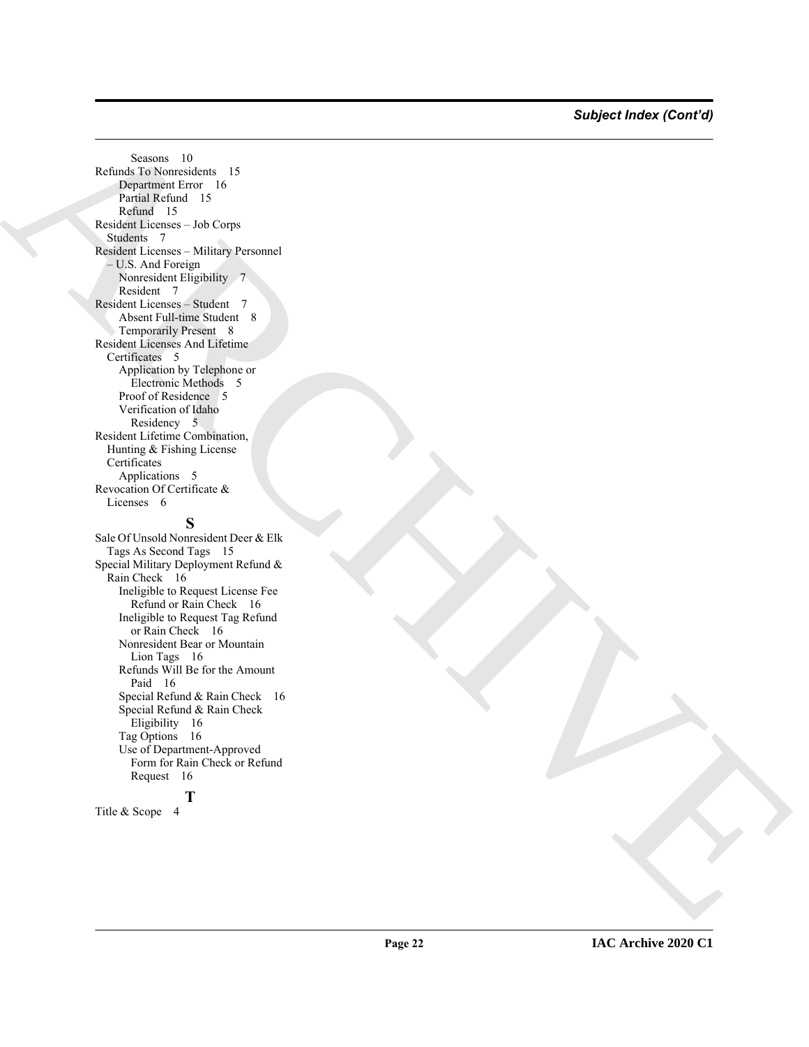Seasons 10
Refunds To Nonresidents 15
Department Error 16
Partial Refund 15
Refund 15
Resident Licenses – Job Corps Students 7
Resident Licenses – Military Personnel – U.S. And Foreign
Nonresident Eligibility 7
Resident 7
Resident Licenses – Student 7
Absent Full-time Student 8
Temporarily Present 8
Resident Licenses And Lifetime Certificates 5
Application by Telephone or Electronic Methods 5
Proof of Residence 5
Verification of Idaho Residency 5
Resident Lifetime Combination, Hunting & Fishing License Certificates
Applications 5
Revocation Of Certificate & Licenses 6

**S**

Sale Of Unsold Nonresident Deer & Elk Tags As Second Tags 15
Special Military Deployment Refund & Rain Check 16
Ineligible to Request License Fee Refund or Rain Check 16
Ineligible to Request Tag Refund or Rain Check 16
Nonresident Bear or Mountain Lion Tags 16
Refunds Will Be for the Amount Paid 16
Special Refund & Rain Check 16
Special Refund & Rain Check Eligibility 16
Tag Options 16
Use of Department-Approved Form for Rain Check or Refund Request 16

**T**

Title & Scope 4